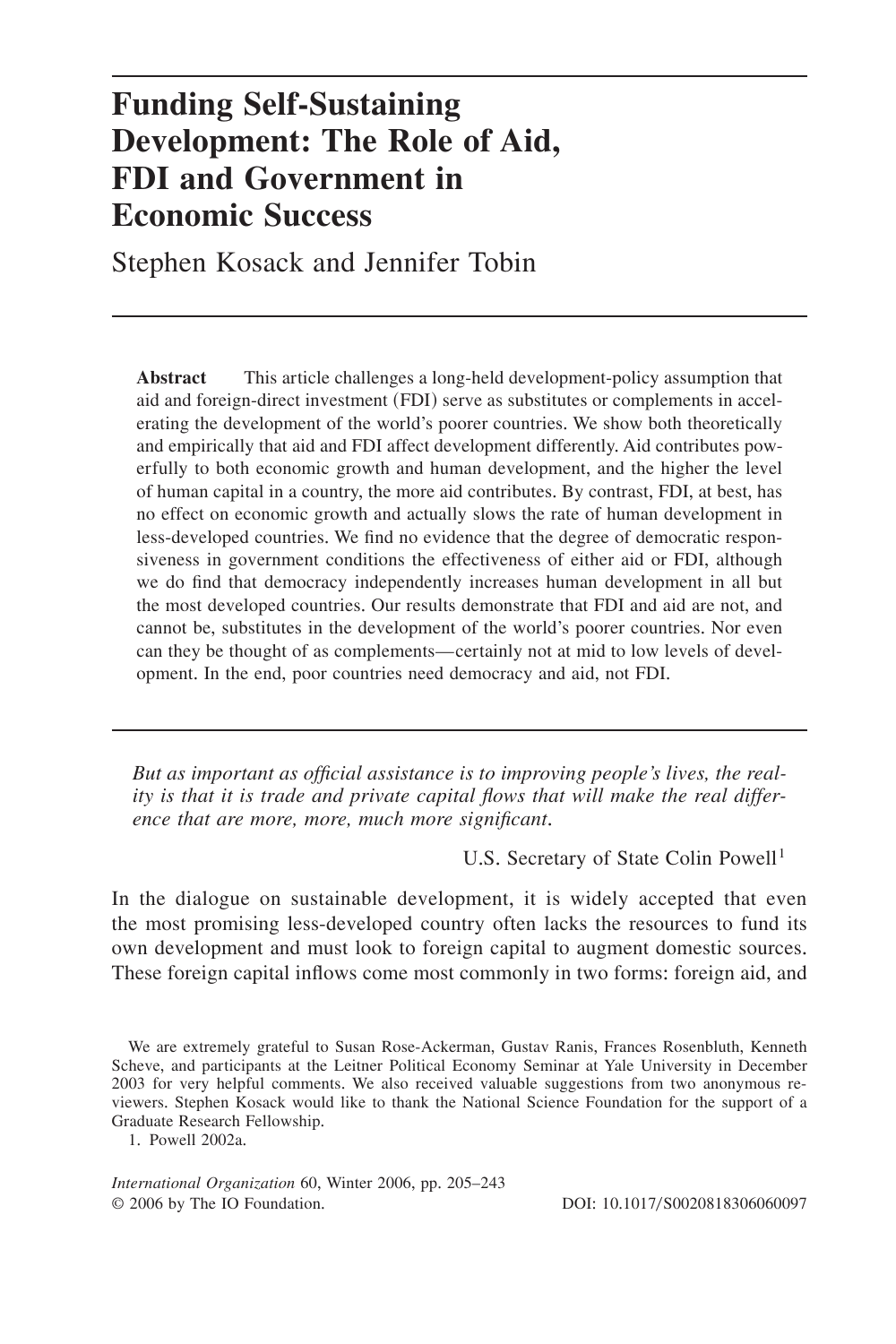# Funding Self-Sustaining Development: The Role of Aid, FDI and Government in Economic Success

Stephen Kosack and Jennifer Tobin

**Abstract** This article challenges a long-held development-policy assumption that aid and foreign-direct investment (FDI) serve as substitutes or complements in accelerating the development of the world's poorer countries. We show both theoretically and empirically that aid and FDI affect development differently. Aid contributes powerfully to both economic growth and human development, and the higher the level of human capital in a country, the more aid contributes. By contrast, FDI, at best, has no effect on economic growth and actually slows the rate of human development in less-developed countries. We find no evidence that the degree of democratic responsiveness in government conditions the effectiveness of either aid or FDI, although we do find that democracy independently increases human development in all but the most developed countries. Our results demonstrate that FDI and aid are not, and cannot be, substitutes in the development of the world's poorer countries. Nor even can they be thought of as complements—certainly not at mid to low levels of development. In the end, poor countries need democracy and aid, not FDI.

*But as important as official assistance is to improving people's lives, the reality is that it is trade and private capital flows that will make the real difference that are more, more, much more significant.*

U.S. Secretary of State Colin Powell[1]

In the dialogue on sustainable development, it is widely accepted that even the most promising less-developed country often lacks the resources to fund its own development and must look to foreign capital to augment domestic sources. These foreign capital inflows come most commonly in two forms: foreign aid, and

We are extremely grateful to Susan Rose-Ackerman, Gustav Ranis, Frances Rosenbluth, Kenneth Scheve, and participants at the Leitner Political Economy Seminar at Yale University in December 2003 for very helpful comments. We also received valuable suggestions from two anonymous reviewers. Stephen Kosack would like to thank the National Science Foundation for the support of a Graduate Research Fellowship.

1. Powell 2002a.

*International Organization* 60, Winter 2006, pp. 205–243
© 2006 by The IO Foundation. DOI: 10.1017/S0020818306060097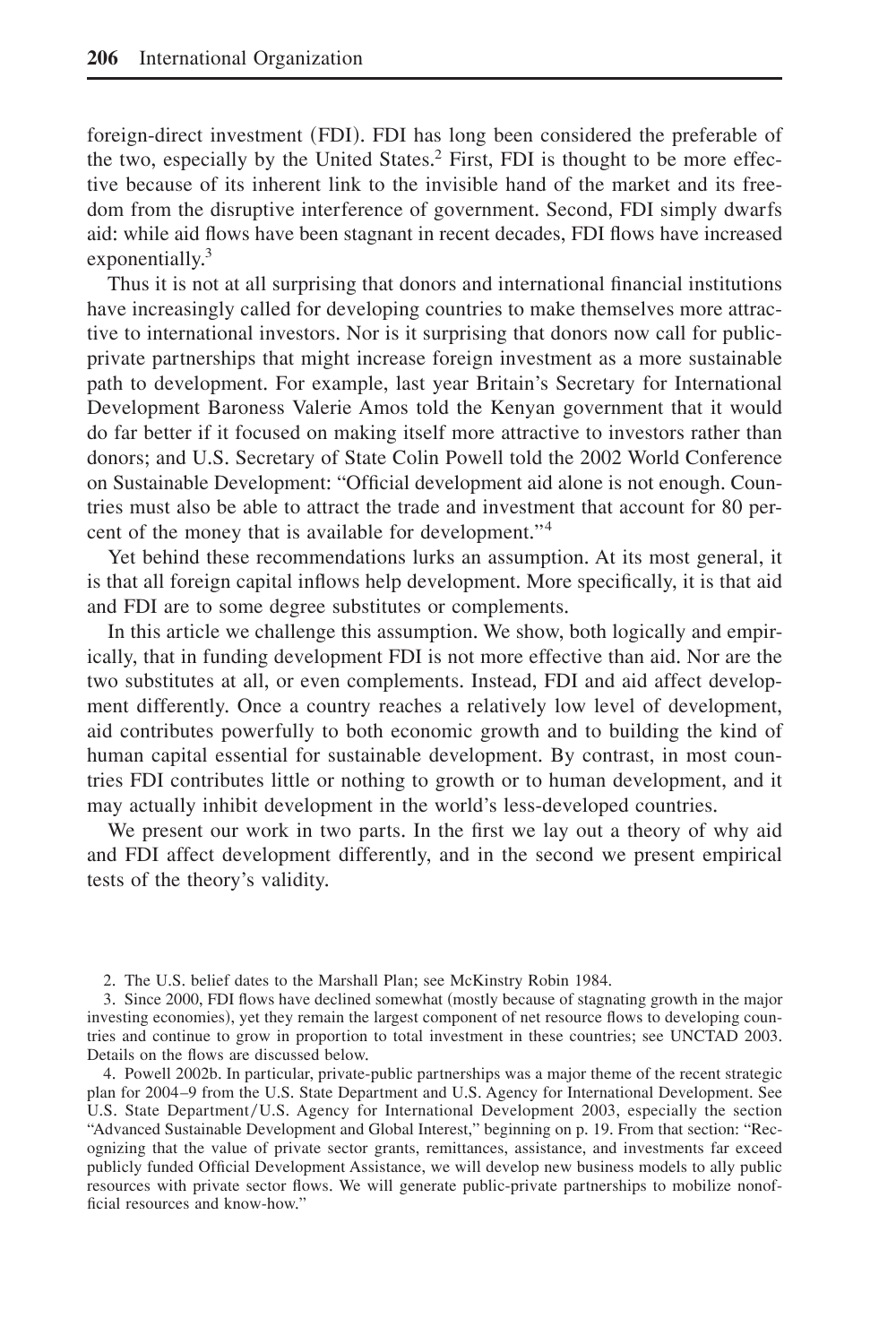foreign-direct investment (FDI). FDI has long been considered the preferable of the two, especially by the United States.[2] First, FDI is thought to be more effective because of its inherent link to the invisible hand of the market and its freedom from the disruptive interference of government. Second, FDI simply dwarfs aid: while aid flows have been stagnant in recent decades, FDI flows have increased exponentially.[3]

Thus it is not at all surprising that donors and international financial institutions have increasingly called for developing countries to make themselves more attractive to international investors. Nor is it surprising that donors now call for public-private partnerships that might increase foreign investment as a more sustainable path to development. For example, last year Britain's Secretary for International Development Baroness Valerie Amos told the Kenyan government that it would do far better if it focused on making itself more attractive to investors rather than donors; and U.S. Secretary of State Colin Powell told the 2002 World Conference on Sustainable Development: "Official development aid alone is not enough. Countries must also be able to attract the trade and investment that account for 80 percent of the money that is available for development."[4]

Yet behind these recommendations lurks an assumption. At its most general, it is that all foreign capital inflows help development. More specifically, it is that aid and FDI are to some degree substitutes or complements.

In this article we challenge this assumption. We show, both logically and empirically, that in funding development FDI is not more effective than aid. Nor are the two substitutes at all, or even complements. Instead, FDI and aid affect development differently. Once a country reaches a relatively low level of development, aid contributes powerfully to both economic growth and to building the kind of human capital essential for sustainable development. By contrast, in most countries FDI contributes little or nothing to growth or to human development, and it may actually inhibit development in the world's less-developed countries.

We present our work in two parts. In the first we lay out a theory of why aid and FDI affect development differently, and in the second we present empirical tests of the theory's validity.

2. The U.S. belief dates to the Marshall Plan; see McKinstry Robin 1984.

3. Since 2000, FDI flows have declined somewhat (mostly because of stagnating growth in the major investing economies), yet they remain the largest component of net resource flows to developing countries and continue to grow in proportion to total investment in these countries; see UNCTAD 2003. Details on the flows are discussed below.

4. Powell 2002b. In particular, private-public partnerships was a major theme of the recent strategic plan for 2004–9 from the U.S. State Department and U.S. Agency for International Development. See U.S. State Department/U.S. Agency for International Development 2003, especially the section "Advanced Sustainable Development and Global Interest," beginning on p. 19. From that section: "Recognizing that the value of private sector grants, remittances, assistance, and investments far exceed publicly funded Official Development Assistance, we will develop new business models to ally public resources with private sector flows. We will generate public-private partnerships to mobilize nonofficial resources and know-how."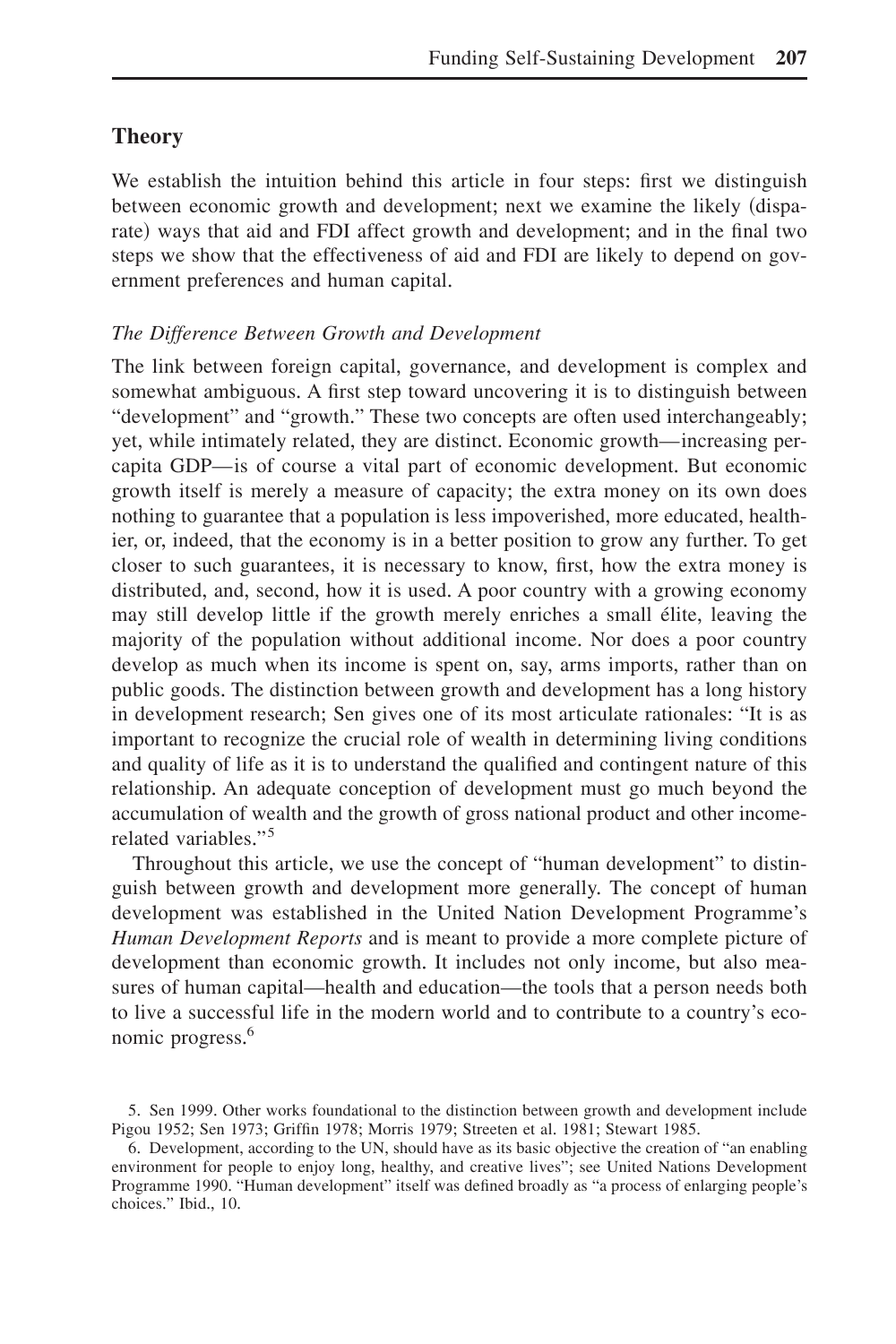## Theory

We establish the intuition behind this article in four steps: first we distinguish between economic growth and development; next we examine the likely (disparate) ways that aid and FDI affect growth and development; and in the final two steps we show that the effectiveness of aid and FDI are likely to depend on government preferences and human capital.

### *The Difference Between Growth and Development*

The link between foreign capital, governance, and development is complex and somewhat ambiguous. A first step toward uncovering it is to distinguish between "development" and "growth." These two concepts are often used interchangeably; yet, while intimately related, they are distinct. Economic growth—increasing per-capita GDP—is of course a vital part of economic development. But economic growth itself is merely a measure of capacity; the extra money on its own does nothing to guarantee that a population is less impoverished, more educated, healthier, or, indeed, that the economy is in a better position to grow any further. To get closer to such guarantees, it is necessary to know, first, how the extra money is distributed, and, second, how it is used. A poor country with a growing economy may still develop little if the growth merely enriches a small élite, leaving the majority of the population without additional income. Nor does a poor country develop as much when its income is spent on, say, arms imports, rather than on public goods. The distinction between growth and development has a long history in development research; Sen gives one of its most articulate rationales: "It is as important to recognize the crucial role of wealth in determining living conditions and quality of life as it is to understand the qualified and contingent nature of this relationship. An adequate conception of development must go much beyond the accumulation of wealth and the growth of gross national product and other income-related variables."[5]

Throughout this article, we use the concept of "human development" to distinguish between growth and development more generally. The concept of human development was established in the United Nation Development Programme's *Human Development Reports* and is meant to provide a more complete picture of development than economic growth. It includes not only income, but also measures of human capital—health and education—the tools that a person needs both to live a successful life in the modern world and to contribute to a country's economic progress.[6]

5. Sen 1999. Other works foundational to the distinction between growth and development include Pigou 1952; Sen 1973; Griffin 1978; Morris 1979; Streeten et al. 1981; Stewart 1985.

6. Development, according to the UN, should have as its basic objective the creation of "an enabling environment for people to enjoy long, healthy, and creative lives"; see United Nations Development Programme 1990. "Human development" itself was defined broadly as "a process of enlarging people's choices." Ibid., 10.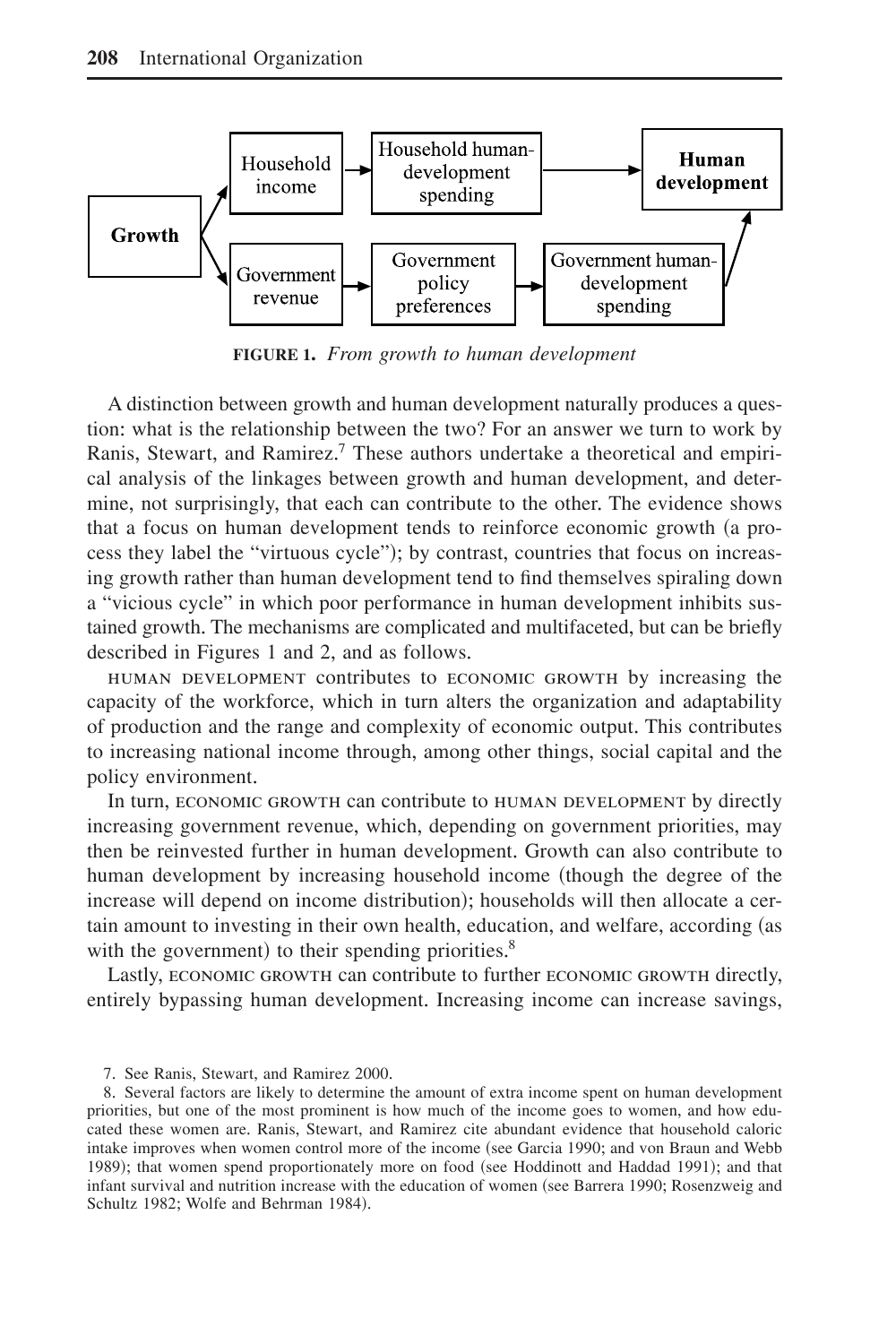FIGURE 1. *From growth to human development*

A distinction between growth and human development naturally produces a question: what is the relationship between the two? For an answer we turn to work by Ranis, Stewart, and Ramirez.[7] These authors undertake a theoretical and empirical analysis of the linkages between growth and human development, and determine, not surprisingly, that each can contribute to the other. The evidence shows that a focus on human development tends to reinforce economic growth (a process they label the "virtuous cycle"); by contrast, countries that focus on increasing growth rather than human development tend to find themselves spiraling down a "vicious cycle" in which poor performance in human development inhibits sustained growth. The mechanisms are complicated and multifaceted, but can be briefly described in Figures 1 and 2, and as follows.

HUMAN DEVELOPMENT contributes to ECONOMIC GROWTH by increasing the capacity of the workforce, which in turn alters the organization and adaptability of production and the range and complexity of economic output. This contributes to increasing national income through, among other things, social capital and the policy environment.

In turn, ECONOMIC GROWTH can contribute to HUMAN DEVELOPMENT by directly increasing government revenue, which, depending on government priorities, may then be reinvested further in human development. Growth can also contribute to human development by increasing household income (though the degree of the increase will depend on income distribution); households will then allocate a certain amount to investing in their own health, education, and welfare, according (as with the government) to their spending priorities.[8]

Lastly, ECONOMIC GROWTH can contribute to further ECONOMIC GROWTH directly, entirely bypassing human development. Increasing income can increase savings,

7. See Ranis, Stewart, and Ramirez 2000.

8. Several factors are likely to determine the amount of extra income spent on human development priorities, but one of the most prominent is how much of the income goes to women, and how educated these women are. Ranis, Stewart, and Ramirez cite abundant evidence that household caloric intake improves when women control more of the income (see Garcia 1990; and von Braun and Webb 1989); that women spend proportionately more on food (see Hoddinott and Haddad 1991); and that infant survival and nutrition increase with the education of women (see Barrera 1990; Rosenzweig and Schultz 1982; Wolfe and Behrman 1984).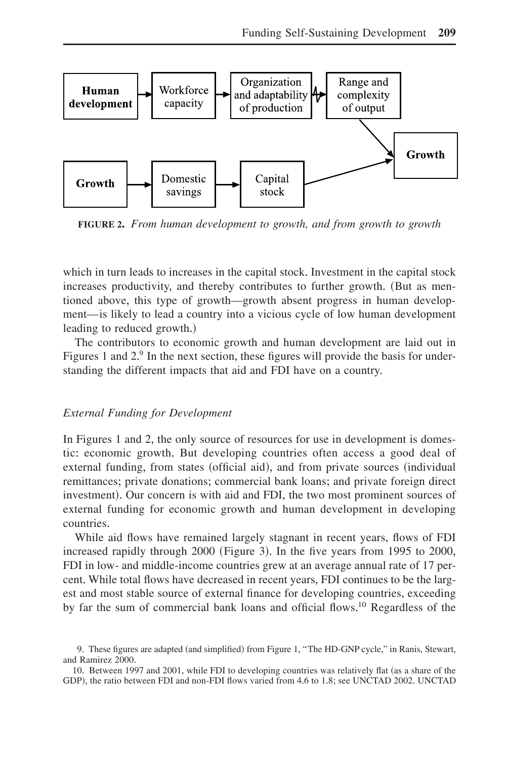FIGURE 2. *From human development to growth, and from growth to growth*

which in turn leads to increases in the capital stock. Investment in the capital stock increases productivity, and thereby contributes to further growth. (But as mentioned above, this type of growth—growth absent progress in human development—is likely to lead a country into a vicious cycle of low human development leading to reduced growth.)

The contributors to economic growth and human development are laid out in Figures 1 and 2.[9] In the next section, these figures will provide the basis for understanding the different impacts that aid and FDI have on a country.

### *External Funding for Development*

In Figures 1 and 2, the only source of resources for use in development is domestic: economic growth. But developing countries often access a good deal of external funding, from states (official aid), and from private sources (individual remittances; private donations; commercial bank loans; and private foreign direct investment). Our concern is with aid and FDI, the two most prominent sources of external funding for economic growth and human development in developing countries.

While aid flows have remained largely stagnant in recent years, flows of FDI increased rapidly through 2000 (Figure 3). In the five years from 1995 to 2000, FDI in low- and middle-income countries grew at an average annual rate of 17 percent. While total flows have decreased in recent years, FDI continues to be the largest and most stable source of external finance for developing countries, exceeding by far the sum of commercial bank loans and official flows.[10] Regardless of the

9. These figures are adapted (and simplified) from Figure 1, "The HD-GNP cycle," in Ranis, Stewart, and Ramirez 2000.

10. Between 1997 and 2001, while FDI to developing countries was relatively flat (as a share of the GDP), the ratio between FDI and non-FDI flows varied from 4.6 to 1.8; see UNCTAD 2002. UNCTAD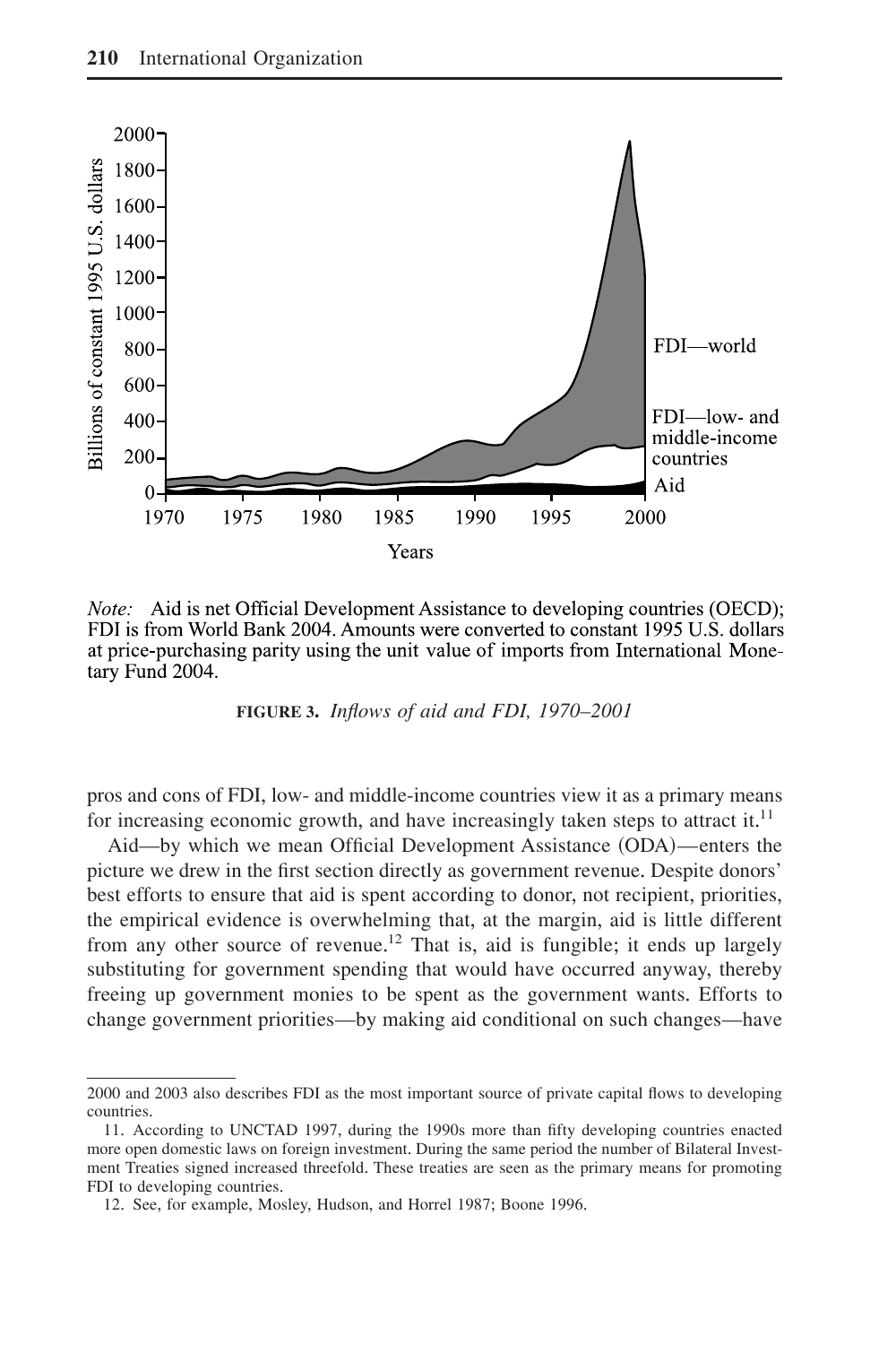*Note:* Aid is net Official Development Assistance to developing countries (OECD); FDI is from World Bank 2004. Amounts were converted to constant 1995 U.S. dollars at price-purchasing parity using the unit value of imports from International Monetary Fund 2004.

**FIGURE 3.** *Inflows of aid and FDI, 1970–2001*

pros and cons of FDI, low- and middle-income countries view it as a primary means for increasing economic growth, and have increasingly taken steps to attract it.[11]

Aid—by which we mean Official Development Assistance (ODA)—enters the picture we drew in the first section directly as government revenue. Despite donors' best efforts to ensure that aid is spent according to donor, not recipient, priorities, the empirical evidence is overwhelming that, at the margin, aid is little different from any other source of revenue.[12] That is, aid is fungible; it ends up largely substituting for government spending that would have occurred anyway, thereby freeing up government monies to be spent as the government wants. Efforts to change government priorities—by making aid conditional on such changes—have

2000 and 2003 also describes FDI as the most important source of private capital flows to developing countries.

11. According to UNCTAD 1997, during the 1990s more than fifty developing countries enacted more open domestic laws on foreign investment. During the same period the number of Bilateral Investment Treaties signed increased threefold. These treaties are seen as the primary means for promoting FDI to developing countries.

12. See, for example, Mosley, Hudson, and Horrel 1987; Boone 1996.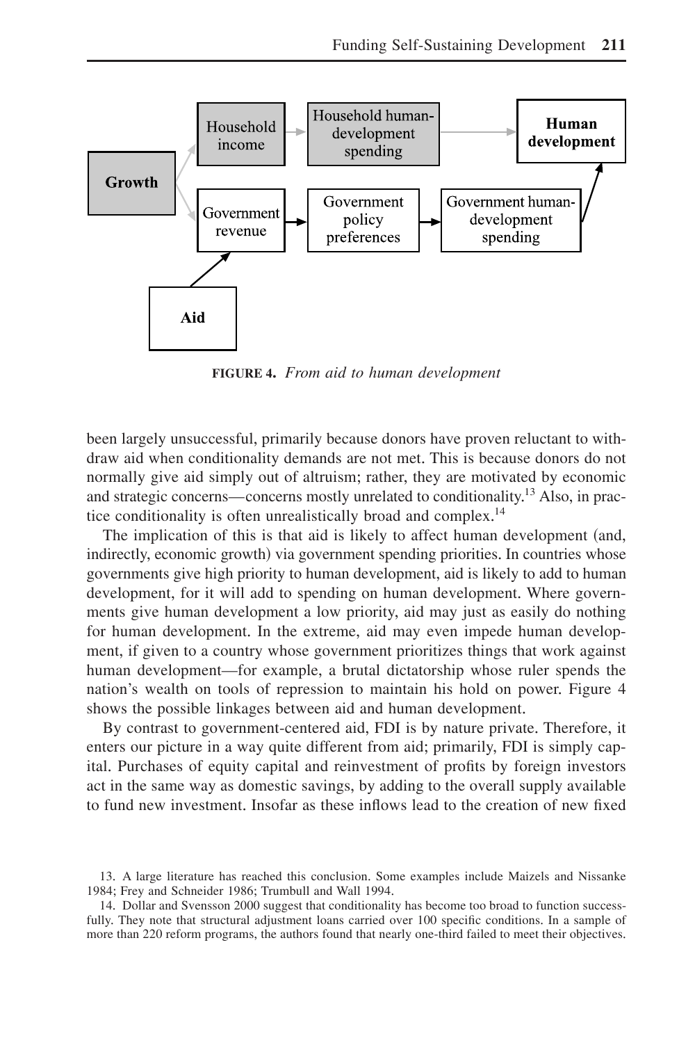**FIGURE 4.** *From aid to human development*

been largely unsuccessful, primarily because donors have proven reluctant to withdraw aid when conditionality demands are not met. This is because donors do not normally give aid simply out of altruism; rather, they are motivated by economic and strategic concerns—concerns mostly unrelated to conditionality.[13] Also, in practice conditionality is often unrealistically broad and complex.[14]

The implication of this is that aid is likely to affect human development (and, indirectly, economic growth) via government spending priorities. In countries whose governments give high priority to human development, aid is likely to add to human development, for it will add to spending on human development. Where governments give human development a low priority, aid may just as easily do nothing for human development. In the extreme, aid may even impede human development, if given to a country whose government prioritizes things that work against human development—for example, a brutal dictatorship whose ruler spends the nation's wealth on tools of repression to maintain his hold on power. Figure 4 shows the possible linkages between aid and human development.

By contrast to government-centered aid, FDI is by nature private. Therefore, it enters our picture in a way quite different from aid; primarily, FDI is simply capital. Purchases of equity capital and reinvestment of profits by foreign investors act in the same way as domestic savings, by adding to the overall supply available to fund new investment. Insofar as these inflows lead to the creation of new fixed

13. A large literature has reached this conclusion. Some examples include Maizels and Nissanke 1984; Frey and Schneider 1986; Trumbull and Wall 1994.

14. Dollar and Svensson 2000 suggest that conditionality has become too broad to function successfully. They note that structural adjustment loans carried over 100 specific conditions. In a sample of more than 220 reform programs, the authors found that nearly one-third failed to meet their objectives.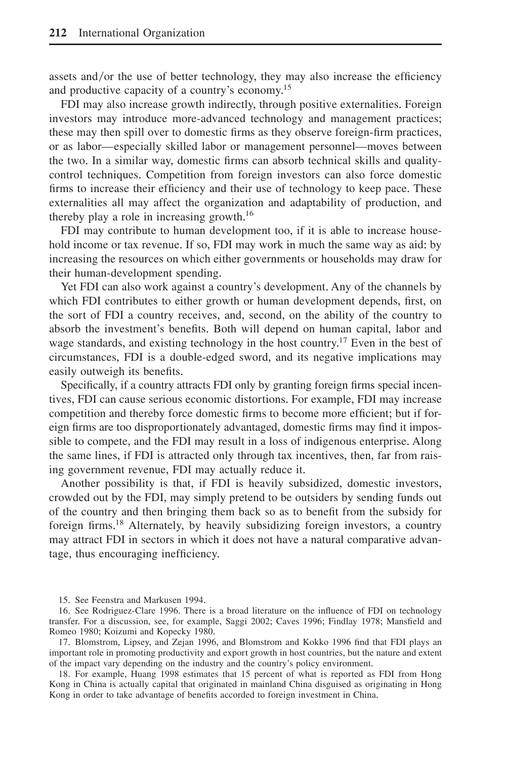assets and/or the use of better technology, they may also increase the efficiency and productive capacity of a country's economy.[15]

FDI may also increase growth indirectly, through positive externalities. Foreign investors may introduce more-advanced technology and management practices; these may then spill over to domestic firms as they observe foreign-firm practices, or as labor—especially skilled labor or management personnel—moves between the two. In a similar way, domestic firms can absorb technical skills and quality-control techniques. Competition from foreign investors can also force domestic firms to increase their efficiency and their use of technology to keep pace. These externalities all may affect the organization and adaptability of production, and thereby play a role in increasing growth.[16]

FDI may contribute to human development too, if it is able to increase household income or tax revenue. If so, FDI may work in much the same way as aid: by increasing the resources on which either governments or households may draw for their human-development spending.

Yet FDI can also work against a country's development. Any of the channels by which FDI contributes to either growth or human development depends, first, on the sort of FDI a country receives, and, second, on the ability of the country to absorb the investment's benefits. Both will depend on human capital, labor and wage standards, and existing technology in the host country.[17] Even in the best of circumstances, FDI is a double-edged sword, and its negative implications may easily outweigh its benefits.

Specifically, if a country attracts FDI only by granting foreign firms special incentives, FDI can cause serious economic distortions. For example, FDI may increase competition and thereby force domestic firms to become more efficient; but if foreign firms are too disproportionately advantaged, domestic firms may find it impossible to compete, and the FDI may result in a loss of indigenous enterprise. Along the same lines, if FDI is attracted only through tax incentives, then, far from raising government revenue, FDI may actually reduce it.

Another possibility is that, if FDI is heavily subsidized, domestic investors, crowded out by the FDI, may simply pretend to be outsiders by sending funds out of the country and then bringing them back so as to benefit from the subsidy for foreign firms.[18] Alternately, by heavily subsidizing foreign investors, a country may attract FDI in sectors in which it does not have a natural comparative advantage, thus encouraging inefficiency.

15. See Feenstra and Markusen 1994.

16. See Rodriguez-Clare 1996. There is a broad literature on the influence of FDI on technology transfer. For a discussion, see, for example, Saggi 2002; Caves 1996; Findlay 1978; Mansfield and Romeo 1980; Koizumi and Kopecky 1980.

17. Blomstrom, Lipsey, and Zejan 1996, and Blomstrom and Kokko 1996 find that FDI plays an important role in promoting productivity and export growth in host countries, but the nature and extent of the impact vary depending on the industry and the country's policy environment.

18. For example, Huang 1998 estimates that 15 percent of what is reported as FDI from Hong Kong in China is actually capital that originated in mainland China disguised as originating in Hong Kong in order to take advantage of benefits accorded to foreign investment in China.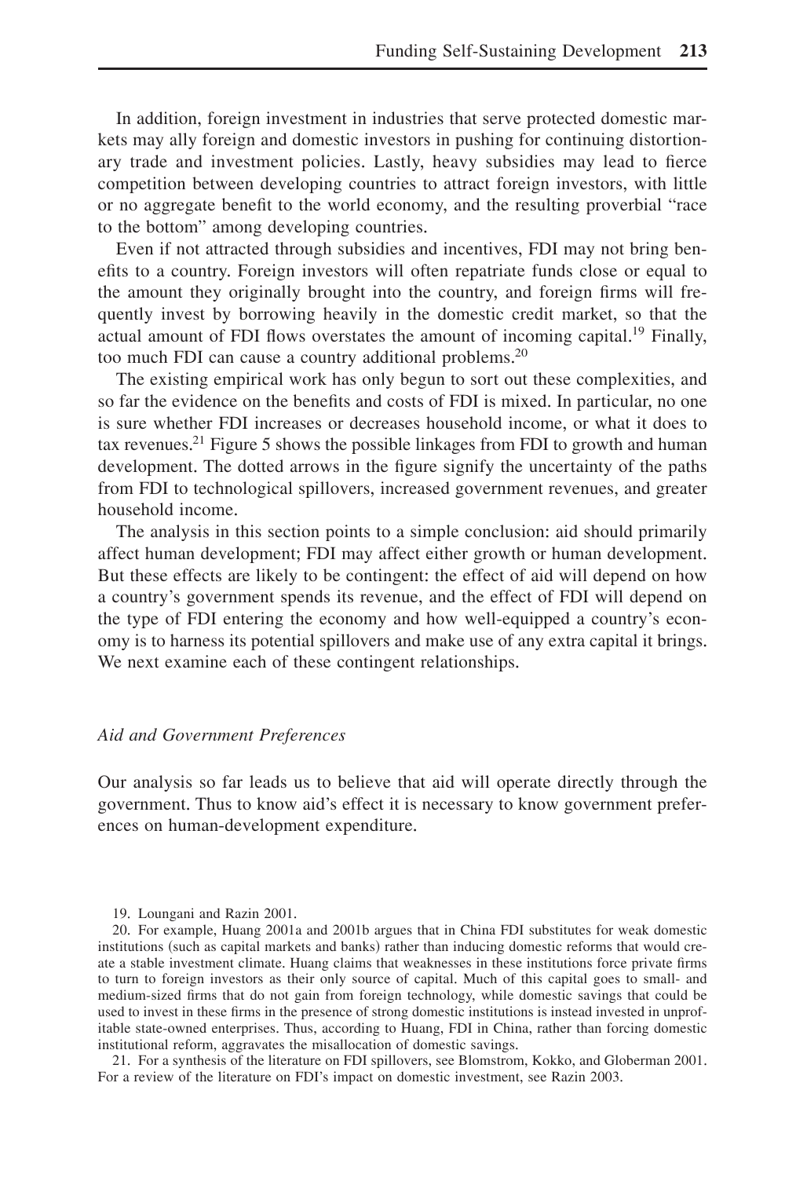In addition, foreign investment in industries that serve protected domestic markets may ally foreign and domestic investors in pushing for continuing distortionary trade and investment policies. Lastly, heavy subsidies may lead to fierce competition between developing countries to attract foreign investors, with little or no aggregate benefit to the world economy, and the resulting proverbial "race to the bottom" among developing countries.

Even if not attracted through subsidies and incentives, FDI may not bring benefits to a country. Foreign investors will often repatriate funds close or equal to the amount they originally brought into the country, and foreign firms will frequently invest by borrowing heavily in the domestic credit market, so that the actual amount of FDI flows overstates the amount of incoming capital.[19] Finally, too much FDI can cause a country additional problems.[20]

The existing empirical work has only begun to sort out these complexities, and so far the evidence on the benefits and costs of FDI is mixed. In particular, no one is sure whether FDI increases or decreases household income, or what it does to tax revenues.[21] Figure 5 shows the possible linkages from FDI to growth and human development. The dotted arrows in the figure signify the uncertainty of the paths from FDI to technological spillovers, increased government revenues, and greater household income.

The analysis in this section points to a simple conclusion: aid should primarily affect human development; FDI may affect either growth or human development. But these effects are likely to be contingent: the effect of aid will depend on how a country's government spends its revenue, and the effect of FDI will depend on the type of FDI entering the economy and how well-equipped a country's economy is to harness its potential spillovers and make use of any extra capital it brings. We next examine each of these contingent relationships.

### *Aid and Government Preferences*

Our analysis so far leads us to believe that aid will operate directly through the government. Thus to know aid's effect it is necessary to know government preferences on human-development expenditure.

19. Loungani and Razin 2001.

20. For example, Huang 2001a and 2001b argues that in China FDI substitutes for weak domestic institutions (such as capital markets and banks) rather than inducing domestic reforms that would create a stable investment climate. Huang claims that weaknesses in these institutions force private firms to turn to foreign investors as their only source of capital. Much of this capital goes to small- and medium-sized firms that do not gain from foreign technology, while domestic savings that could be used to invest in these firms in the presence of strong domestic institutions is instead invested in unprofitable state-owned enterprises. Thus, according to Huang, FDI in China, rather than forcing domestic institutional reform, aggravates the misallocation of domestic savings.

21. For a synthesis of the literature on FDI spillovers, see Blomstrom, Kokko, and Globerman 2001. For a review of the literature on FDI's impact on domestic investment, see Razin 2003.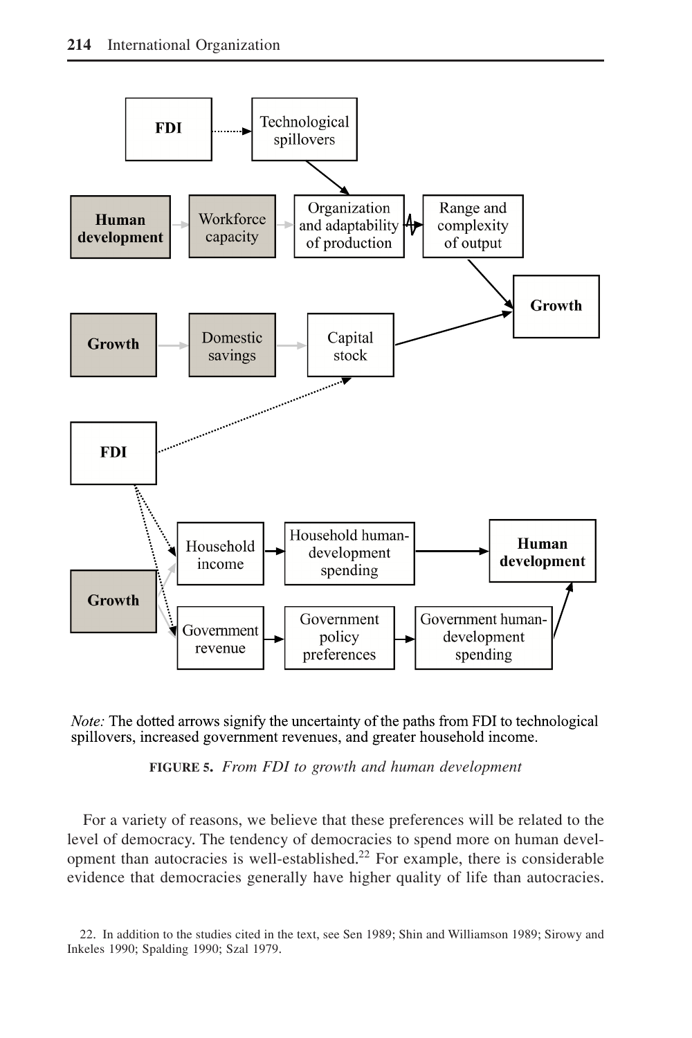FDI → Technological spillovers

Human development → Workforce capacity → Organization and adaptability of production → Range and complexity of output → Growth

Growth → Domestic savings → Capital stock → Growth

FDI → Capital stock

FDI → Household income; FDI → Government revenue

Growth → Household income → Household human-development spending → Human development

Growth → Government revenue → Government policy preferences → Government human-development spending → Human development

*Note:* The dotted arrows signify the uncertainty of the paths from FDI to technological spillovers, increased government revenues, and greater household income.

**FIGURE 5.** *From FDI to growth and human development*

For a variety of reasons, we believe that these preferences will be related to the level of democracy. The tendency of democracies to spend more on human development than autocracies is well-established.[22] For example, there is considerable evidence that democracies generally have higher quality of life than autocracies.

22. In addition to the studies cited in the text, see Sen 1989; Shin and Williamson 1989; Sirowy and Inkeles 1990; Spalding 1990; Szal 1979.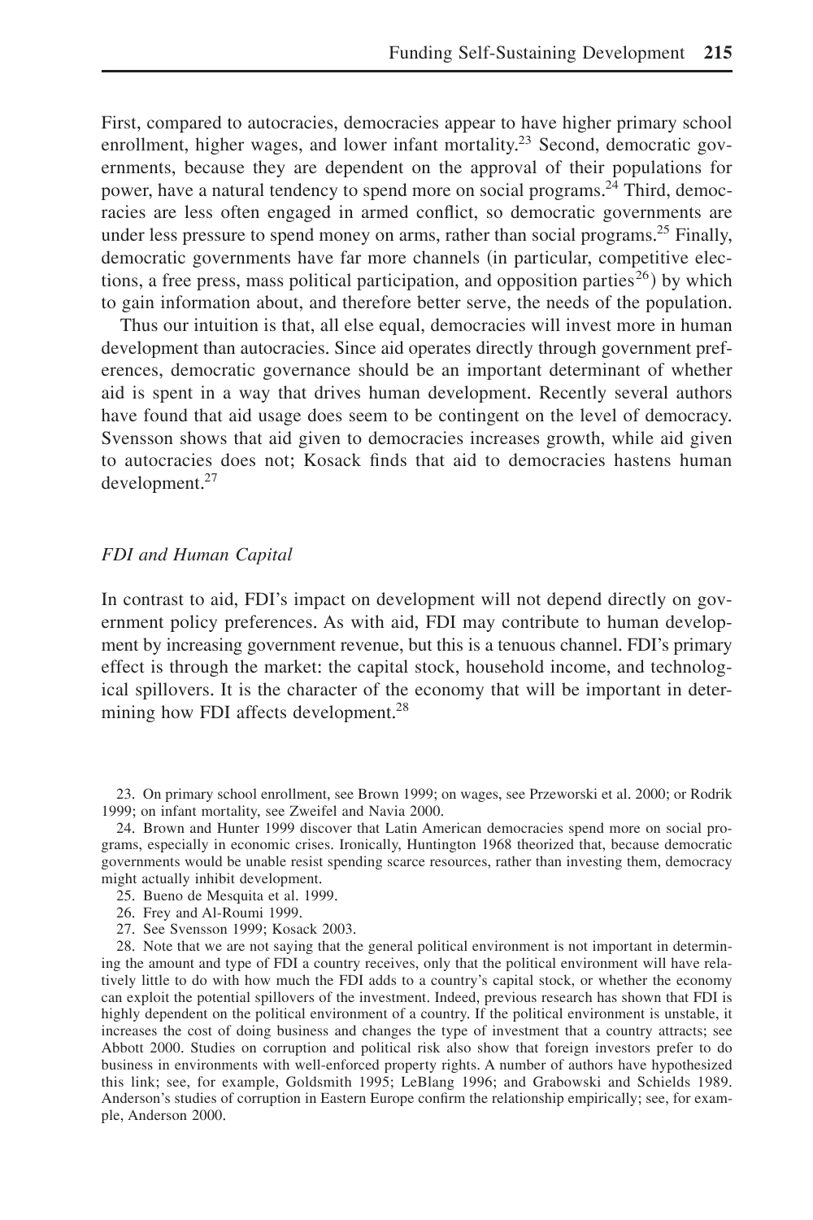First, compared to autocracies, democracies appear to have higher primary school enrollment, higher wages, and lower infant mortality.[23] Second, democratic governments, because they are dependent on the approval of their populations for power, have a natural tendency to spend more on social programs.[24] Third, democracies are less often engaged in armed conflict, so democratic governments are under less pressure to spend money on arms, rather than social programs.[25] Finally, democratic governments have far more channels (in particular, competitive elections, a free press, mass political participation, and opposition parties[26]) by which to gain information about, and therefore better serve, the needs of the population.

Thus our intuition is that, all else equal, democracies will invest more in human development than autocracies. Since aid operates directly through government preferences, democratic governance should be an important determinant of whether aid is spent in a way that drives human development. Recently several authors have found that aid usage does seem to be contingent on the level of democracy. Svensson shows that aid given to democracies increases growth, while aid given to autocracies does not; Kosack finds that aid to democracies hastens human development.[27]

### *FDI and Human Capital*

In contrast to aid, FDI's impact on development will not depend directly on government policy preferences. As with aid, FDI may contribute to human development by increasing government revenue, but this is a tenuous channel. FDI's primary effect is through the market: the capital stock, household income, and technological spillovers. It is the character of the economy that will be important in determining how FDI affects development.[28]

23. On primary school enrollment, see Brown 1999; on wages, see Przeworski et al. 2000; or Rodrik 1999; on infant mortality, see Zweifel and Navia 2000.

24. Brown and Hunter 1999 discover that Latin American democracies spend more on social programs, especially in economic crises. Ironically, Huntington 1968 theorized that, because democratic governments would be unable resist spending scarce resources, rather than investing them, democracy might actually inhibit development.

25. Bueno de Mesquita et al. 1999.

26. Frey and Al-Roumi 1999.

27. See Svensson 1999; Kosack 2003.

28. Note that we are not saying that the general political environment is not important in determining the amount and type of FDI a country receives, only that the political environment will have relatively little to do with how much the FDI adds to a country's capital stock, or whether the economy can exploit the potential spillovers of the investment. Indeed, previous research has shown that FDI is highly dependent on the political environment of a country. If the political environment is unstable, it increases the cost of doing business and changes the type of investment that a country attracts; see Abbott 2000. Studies on corruption and political risk also show that foreign investors prefer to do business in environments with well-enforced property rights. A number of authors have hypothesized this link; see, for example, Goldsmith 1995; LeBlang 1996; and Grabowski and Schields 1989. Anderson's studies of corruption in Eastern Europe confirm the relationship empirically; see, for example, Anderson 2000.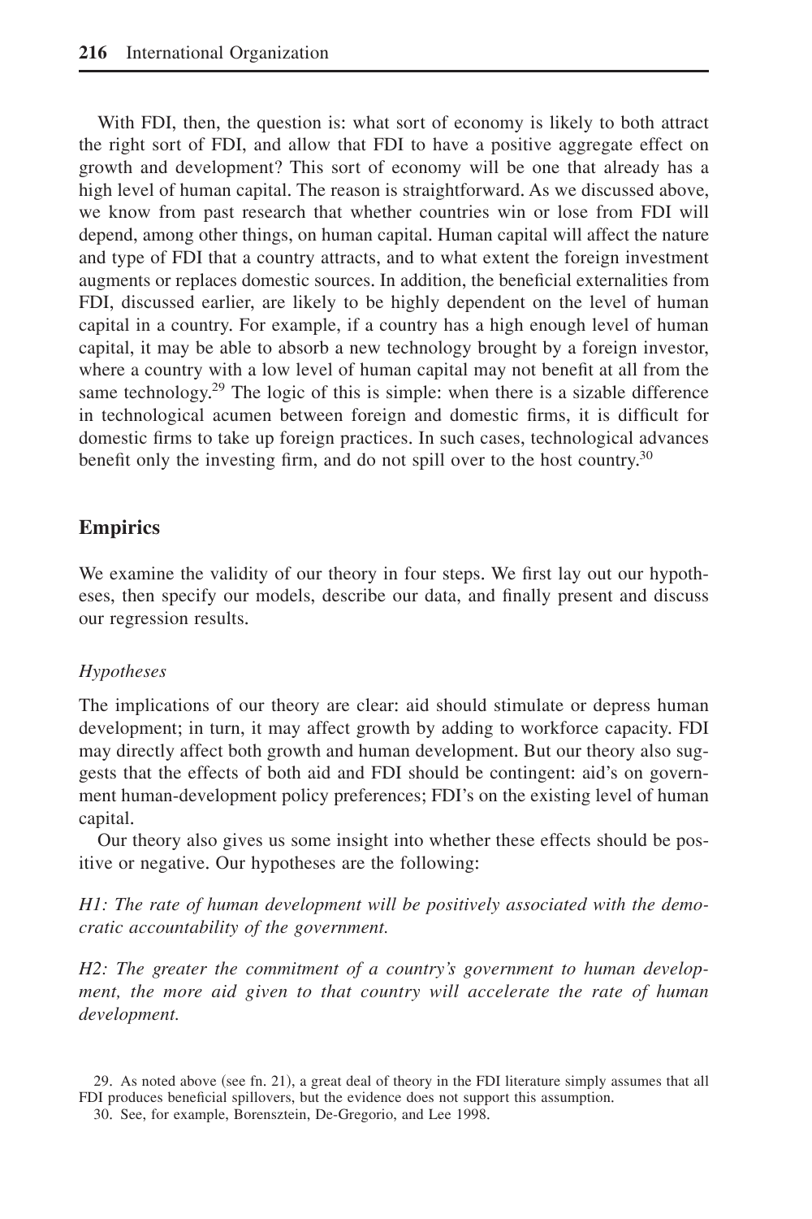With FDI, then, the question is: what sort of economy is likely to both attract the right sort of FDI, and allow that FDI to have a positive aggregate effect on growth and development? This sort of economy will be one that already has a high level of human capital. The reason is straightforward. As we discussed above, we know from past research that whether countries win or lose from FDI will depend, among other things, on human capital. Human capital will affect the nature and type of FDI that a country attracts, and to what extent the foreign investment augments or replaces domestic sources. In addition, the beneficial externalities from FDI, discussed earlier, are likely to be highly dependent on the level of human capital in a country. For example, if a country has a high enough level of human capital, it may be able to absorb a new technology brought by a foreign investor, where a country with a low level of human capital may not benefit at all from the same technology.[29] The logic of this is simple: when there is a sizable difference in technological acumen between foreign and domestic firms, it is difficult for domestic firms to take up foreign practices. In such cases, technological advances benefit only the investing firm, and do not spill over to the host country.[30]

## Empirics

We examine the validity of our theory in four steps. We first lay out our hypotheses, then specify our models, describe our data, and finally present and discuss our regression results.

### *Hypotheses*

The implications of our theory are clear: aid should stimulate or depress human development; in turn, it may affect growth by adding to workforce capacity. FDI may directly affect both growth and human development. But our theory also suggests that the effects of both aid and FDI should be contingent: aid's on government human-development policy preferences; FDI's on the existing level of human capital.

Our theory also gives us some insight into whether these effects should be positive or negative. Our hypotheses are the following:

*H1: The rate of human development will be positively associated with the democratic accountability of the government.*

*H2: The greater the commitment of a country's government to human development, the more aid given to that country will accelerate the rate of human development.*

29. As noted above (see fn. 21), a great deal of theory in the FDI literature simply assumes that all FDI produces beneficial spillovers, but the evidence does not support this assumption.

30. See, for example, Borensztein, De-Gregorio, and Lee 1998.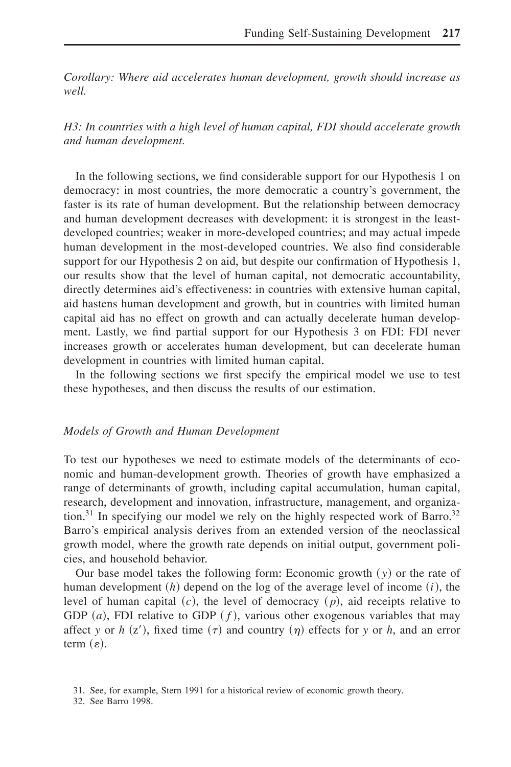*Corollary: Where aid accelerates human development, growth should increase as well.*

*H3: In countries with a high level of human capital, FDI should accelerate growth and human development.*

In the following sections, we find considerable support for our Hypothesis 1 on democracy: in most countries, the more democratic a country's government, the faster is its rate of human development. But the relationship between democracy and human development decreases with development: it is strongest in the least-developed countries; weaker in more-developed countries; and may actual impede human development in the most-developed countries. We also find considerable support for our Hypothesis 2 on aid, but despite our confirmation of Hypothesis 1, our results show that the level of human capital, not democratic accountability, directly determines aid's effectiveness: in countries with extensive human capital, aid hastens human development and growth, but in countries with limited human capital aid has no effect on growth and can actually decelerate human development. Lastly, we find partial support for our Hypothesis 3 on FDI: FDI never increases growth or accelerates human development, but can decelerate human development in countries with limited human capital.

In the following sections we first specify the empirical model we use to test these hypotheses, and then discuss the results of our estimation.

### *Models of Growth and Human Development*

To test our hypotheses we need to estimate models of the determinants of economic and human-development growth. Theories of growth have emphasized a range of determinants of growth, including capital accumulation, human capital, research, development and innovation, infrastructure, management, and organization.[31] In specifying our model we rely on the highly respected work of Barro.[32] Barro's empirical analysis derives from an extended version of the neoclassical growth model, where the growth rate depends on initial output, government policies, and household behavior.

Our base model takes the following form: Economic growth ($y$) or the rate of human development ($h$) depend on the log of the average level of income ($i$), the level of human capital ($c$), the level of democracy ($p$), aid receipts relative to GDP ($a$), FDI relative to GDP ($f$), various other exogenous variables that may affect $y$ or $h$ ($z'$), fixed time ($\tau$) and country ($\eta$) effects for $y$ or $h$, and an error term ($\varepsilon$).

31. See, for example, Stern 1991 for a historical review of economic growth theory.

32. See Barro 1998.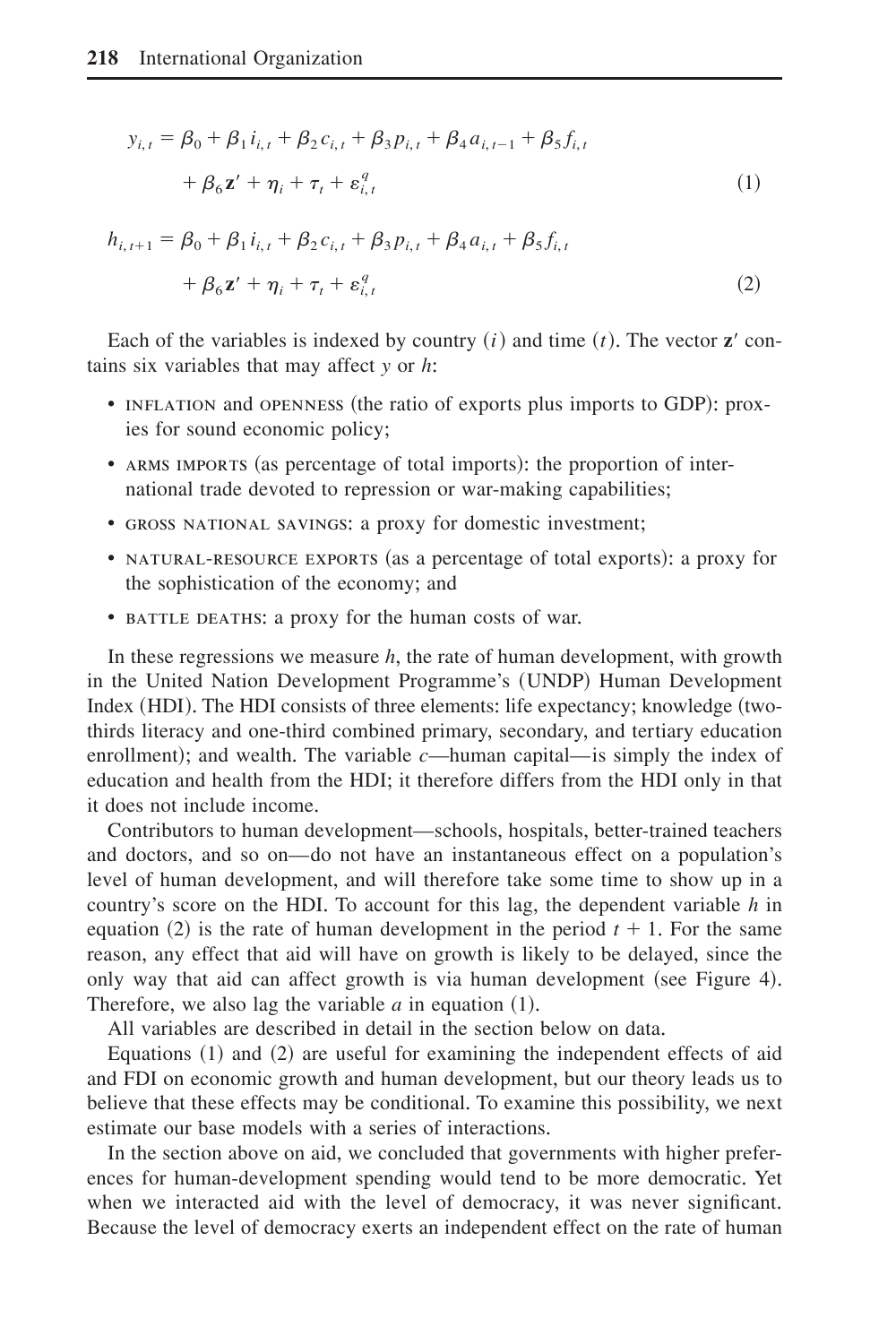$$y_{i,t} = \beta_0 + \beta_1 i_{i,t} + \beta_2 c_{i,t} + \beta_3 p_{i,t} + \beta_4 a_{i,t-1} + \beta_5 f_{i,t} + \beta_6 \mathbf{z}' + \eta_i + \tau_t + \varepsilon^q_{i,t} \quad (1)$$

$$h_{i,t+1} = \beta_0 + \beta_1 i_{i,t} + \beta_2 c_{i,t} + \beta_3 p_{i,t} + \beta_4 a_{i,t} + \beta_5 f_{i,t} + \beta_6 \mathbf{z}' + \eta_i + \tau_t + \varepsilon^q_{i,t} \quad (2)$$

Each of the variables is indexed by country ($i$) and time ($t$). The vector $\mathbf{z}'$ contains six variables that may affect $y$ or $h$:

- INFLATION and OPENNESS (the ratio of exports plus imports to GDP): proxies for sound economic policy;
- ARMS IMPORTS (as percentage of total imports): the proportion of international trade devoted to repression or war-making capabilities;
- GROSS NATIONAL SAVINGS: a proxy for domestic investment;
- NATURAL-RESOURCE EXPORTS (as a percentage of total exports): a proxy for the sophistication of the economy; and
- BATTLE DEATHS: a proxy for the human costs of war.

In these regressions we measure $h$, the rate of human development, with growth in the United Nation Development Programme's (UNDP) Human Development Index (HDI). The HDI consists of three elements: life expectancy; knowledge (two-thirds literacy and one-third combined primary, secondary, and tertiary education enrollment); and wealth. The variable $c$—human capital—is simply the index of education and health from the HDI; it therefore differs from the HDI only in that it does not include income.

Contributors to human development—schools, hospitals, better-trained teachers and doctors, and so on—do not have an instantaneous effect on a population's level of human development, and will therefore take some time to show up in a country's score on the HDI. To account for this lag, the dependent variable $h$ in equation (2) is the rate of human development in the period $t + 1$. For the same reason, any effect that aid will have on growth is likely to be delayed, since the only way that aid can affect growth is via human development (see Figure 4). Therefore, we also lag the variable $a$ in equation (1).

All variables are described in detail in the section below on data.

Equations (1) and (2) are useful for examining the independent effects of aid and FDI on economic growth and human development, but our theory leads us to believe that these effects may be conditional. To examine this possibility, we next estimate our base models with a series of interactions.

In the section above on aid, we concluded that governments with higher preferences for human-development spending would tend to be more democratic. Yet when we interacted aid with the level of democracy, it was never significant. Because the level of democracy exerts an independent effect on the rate of human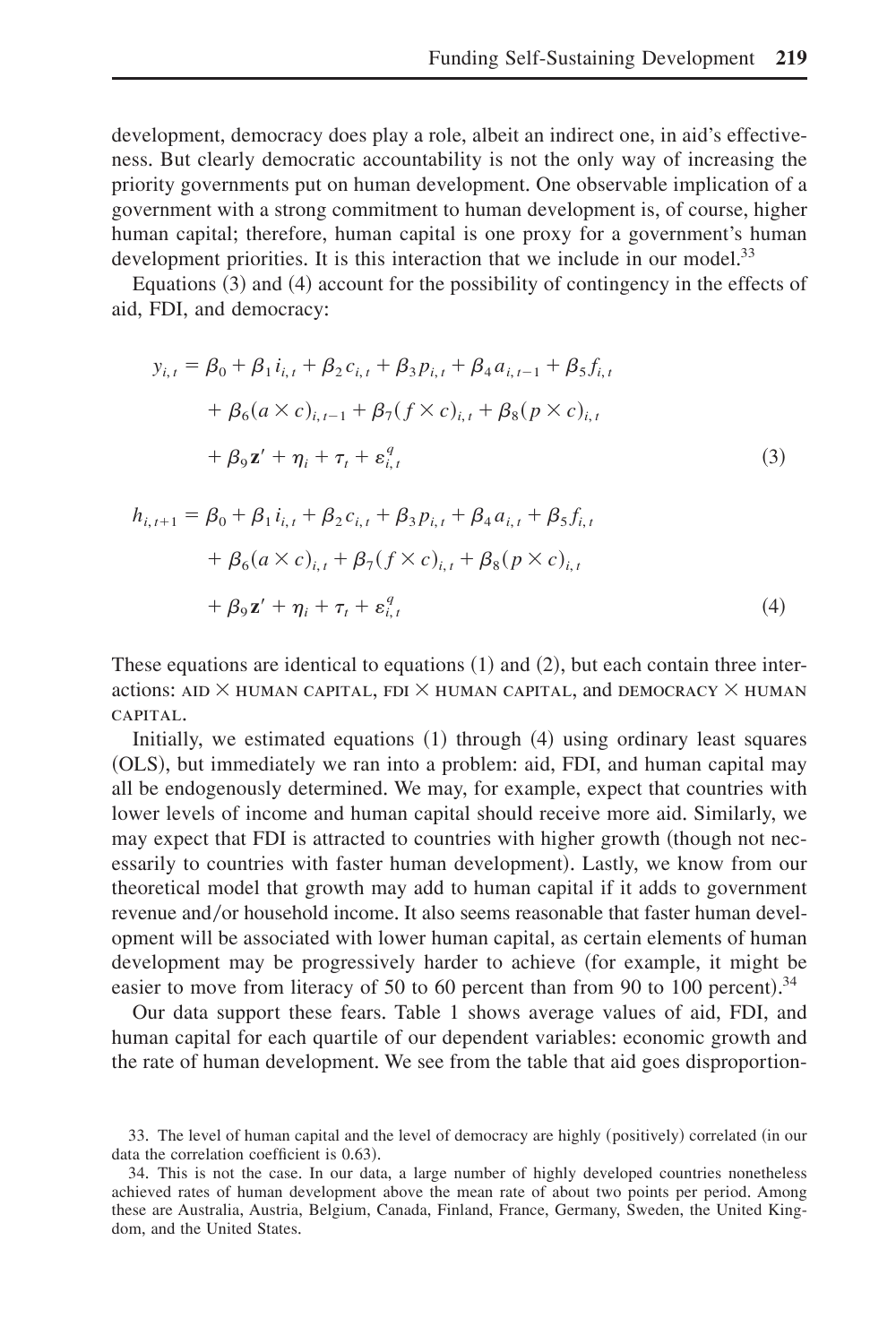development, democracy does play a role, albeit an indirect one, in aid's effectiveness. But clearly democratic accountability is not the only way of increasing the priority governments put on human development. One observable implication of a government with a strong commitment to human development is, of course, higher human capital; therefore, human capital is one proxy for a government's human development priorities. It is this interaction that we include in our model.[33]

Equations (3) and (4) account for the possibility of contingency in the effects of aid, FDI, and democracy:

$$y_{i,t} = \beta_0 + \beta_1 i_{i,t} + \beta_2 c_{i,t} + \beta_3 p_{i,t} + \beta_4 a_{i,t-1} + \beta_5 f_{i,t} + \beta_6 (a \times c)_{i,t-1} + \beta_7 (f \times c)_{i,t} + \beta_8 (p \times c)_{i,t} + \beta_9 \mathbf{z}' + \eta_i + \tau_t + \varepsilon^q_{i,t} \tag{3}$$

$$h_{i,t+1} = \beta_0 + \beta_1 i_{i,t} + \beta_2 c_{i,t} + \beta_3 p_{i,t} + \beta_4 a_{i,t} + \beta_5 f_{i,t} + \beta_6 (a \times c)_{i,t} + \beta_7 (f \times c)_{i,t} + \beta_8 (p \times c)_{i,t} + \beta_9 \mathbf{z}' + \eta_i + \tau_t + \varepsilon^q_{i,t} \tag{4}$$

These equations are identical to equations (1) and (2), but each contain three interactions: AID × HUMAN CAPITAL, FDI × HUMAN CAPITAL, and DEMOCRACY × HUMAN CAPITAL.

Initially, we estimated equations (1) through (4) using ordinary least squares (OLS), but immediately we ran into a problem: aid, FDI, and human capital may all be endogenously determined. We may, for example, expect that countries with lower levels of income and human capital should receive more aid. Similarly, we may expect that FDI is attracted to countries with higher growth (though not necessarily to countries with faster human development). Lastly, we know from our theoretical model that growth may add to human capital if it adds to government revenue and/or household income. It also seems reasonable that faster human development will be associated with lower human capital, as certain elements of human development may be progressively harder to achieve (for example, it might be easier to move from literacy of 50 to 60 percent than from 90 to 100 percent).[34]

Our data support these fears. Table 1 shows average values of aid, FDI, and human capital for each quartile of our dependent variables: economic growth and the rate of human development. We see from the table that aid goes disproportion-

33. The level of human capital and the level of democracy are highly (positively) correlated (in our data the correlation coefficient is 0.63).

34. This is not the case. In our data, a large number of highly developed countries nonetheless achieved rates of human development above the mean rate of about two points per period. Among these are Australia, Austria, Belgium, Canada, Finland, France, Germany, Sweden, the United Kingdom, and the United States.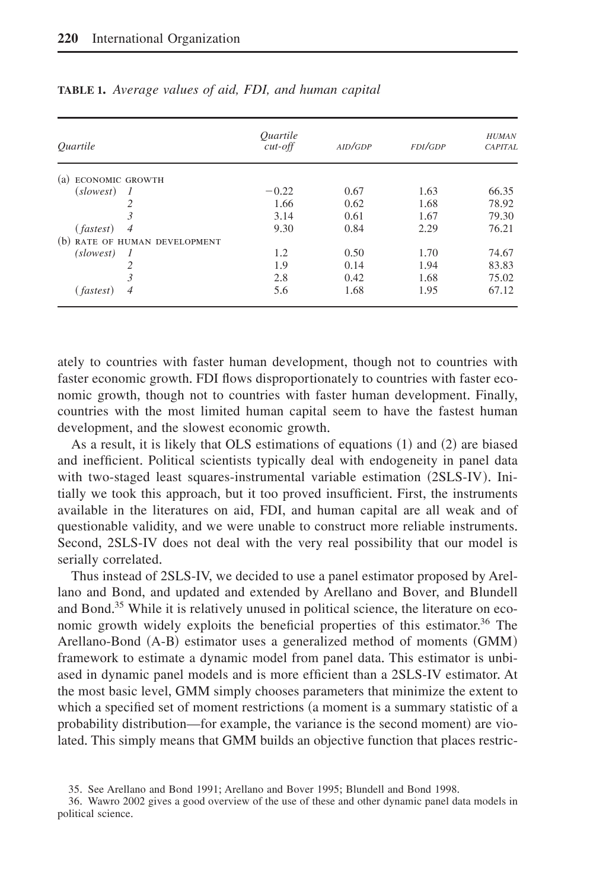**TABLE 1.** *Average values of aid, FDI, and human capital*

| *Quartile* | | *Quartile cut-off* | AID/GDP | FDI/GDP | HUMAN CAPITAL |
|---|---|---|---|---|---|
| (a) ECONOMIC GROWTH | | | | | |
| (*slowest*) | *1* | −0.22 | 0.67 | 1.63 | 66.35 |
| | *2* | 1.66 | 0.62 | 1.68 | 78.92 |
| | *3* | 3.14 | 0.61 | 1.67 | 79.30 |
| (*fastest*) | *4* | 9.30 | 0.84 | 2.29 | 76.21 |
| (b) RATE OF HUMAN DEVELOPMENT | | | | | |
| (*slowest*) | *1* | 1.2 | 0.50 | 1.70 | 74.67 |
| | *2* | 1.9 | 0.14 | 1.94 | 83.83 |
| | *3* | 2.8 | 0.42 | 1.68 | 75.02 |
| (*fastest*) | *4* | 5.6 | 1.68 | 1.95 | 67.12 |

ately to countries with faster human development, though not to countries with faster economic growth. FDI flows disproportionately to countries with faster economic growth, though not to countries with faster human development. Finally, countries with the most limited human capital seem to have the fastest human development, and the slowest economic growth.

As a result, it is likely that OLS estimations of equations (1) and (2) are biased and inefficient. Political scientists typically deal with endogeneity in panel data with two-staged least squares-instrumental variable estimation (2SLS-IV). Initially we took this approach, but it too proved insufficient. First, the instruments available in the literatures on aid, FDI, and human capital are all weak and of questionable validity, and we were unable to construct more reliable instruments. Second, 2SLS-IV does not deal with the very real possibility that our model is serially correlated.

Thus instead of 2SLS-IV, we decided to use a panel estimator proposed by Arellano and Bond, and updated and extended by Arellano and Bover, and Blundell and Bond.[35] While it is relatively unused in political science, the literature on economic growth widely exploits the beneficial properties of this estimator.[36] The Arellano-Bond (A-B) estimator uses a generalized method of moments (GMM) framework to estimate a dynamic model from panel data. This estimator is unbiased in dynamic panel models and is more efficient than a 2SLS-IV estimator. At the most basic level, GMM simply chooses parameters that minimize the extent to which a specified set of moment restrictions (a moment is a summary statistic of a probability distribution—for example, the variance is the second moment) are violated. This simply means that GMM builds an objective function that places restric-

35. See Arellano and Bond 1991; Arellano and Bover 1995; Blundell and Bond 1998.

36. Wawro 2002 gives a good overview of the use of these and other dynamic panel data models in political science.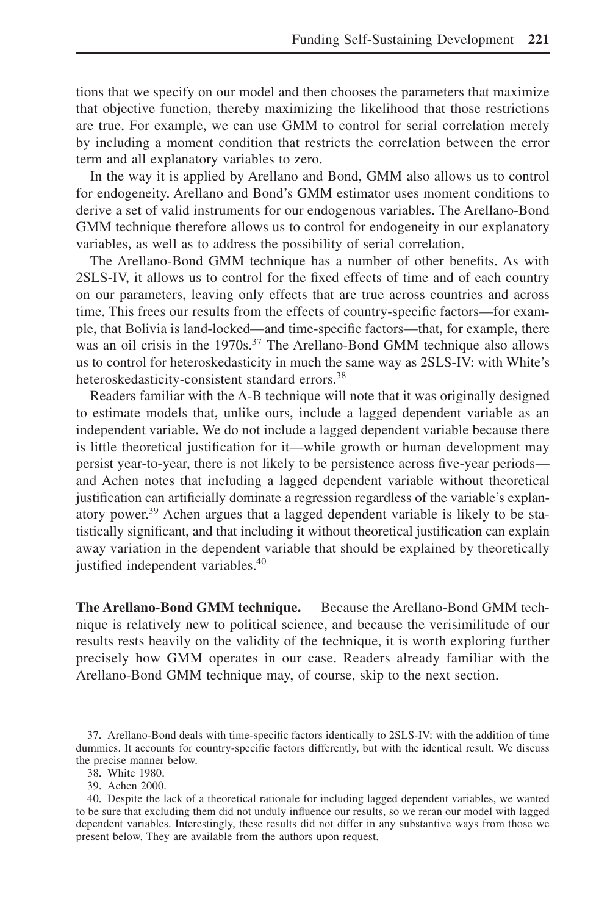tions that we specify on our model and then chooses the parameters that maximize that objective function, thereby maximizing the likelihood that those restrictions are true. For example, we can use GMM to control for serial correlation merely by including a moment condition that restricts the correlation between the error term and all explanatory variables to zero.

In the way it is applied by Arellano and Bond, GMM also allows us to control for endogeneity. Arellano and Bond's GMM estimator uses moment conditions to derive a set of valid instruments for our endogenous variables. The Arellano-Bond GMM technique therefore allows us to control for endogeneity in our explanatory variables, as well as to address the possibility of serial correlation.

The Arellano-Bond GMM technique has a number of other benefits. As with 2SLS-IV, it allows us to control for the fixed effects of time and of each country on our parameters, leaving only effects that are true across countries and across time. This frees our results from the effects of country-specific factors—for example, that Bolivia is land-locked—and time-specific factors—that, for example, there was an oil crisis in the 1970s.[37] The Arellano-Bond GMM technique also allows us to control for heteroskedasticity in much the same way as 2SLS-IV: with White's heteroskedasticity-consistent standard errors.[38]

Readers familiar with the A-B technique will note that it was originally designed to estimate models that, unlike ours, include a lagged dependent variable as an independent variable. We do not include a lagged dependent variable because there is little theoretical justification for it—while growth or human development may persist year-to-year, there is not likely to be persistence across five-year periods—and Achen notes that including a lagged dependent variable without theoretical justification can artificially dominate a regression regardless of the variable's explanatory power.[39] Achen argues that a lagged dependent variable is likely to be statistically significant, and that including it without theoretical justification can explain away variation in the dependent variable that should be explained by theoretically justified independent variables.[40]

**The Arellano-Bond GMM technique.** Because the Arellano-Bond GMM technique is relatively new to political science, and because the verisimilitude of our results rests heavily on the validity of the technique, it is worth exploring further precisely how GMM operates in our case. Readers already familiar with the Arellano-Bond GMM technique may, of course, skip to the next section.

37. Arellano-Bond deals with time-specific factors identically to 2SLS-IV: with the addition of time dummies. It accounts for country-specific factors differently, but with the identical result. We discuss the precise manner below.

38. White 1980.

39. Achen 2000.

40. Despite the lack of a theoretical rationale for including lagged dependent variables, we wanted to be sure that excluding them did not unduly influence our results, so we reran our model with lagged dependent variables. Interestingly, these results did not differ in any substantive ways from those we present below. They are available from the authors upon request.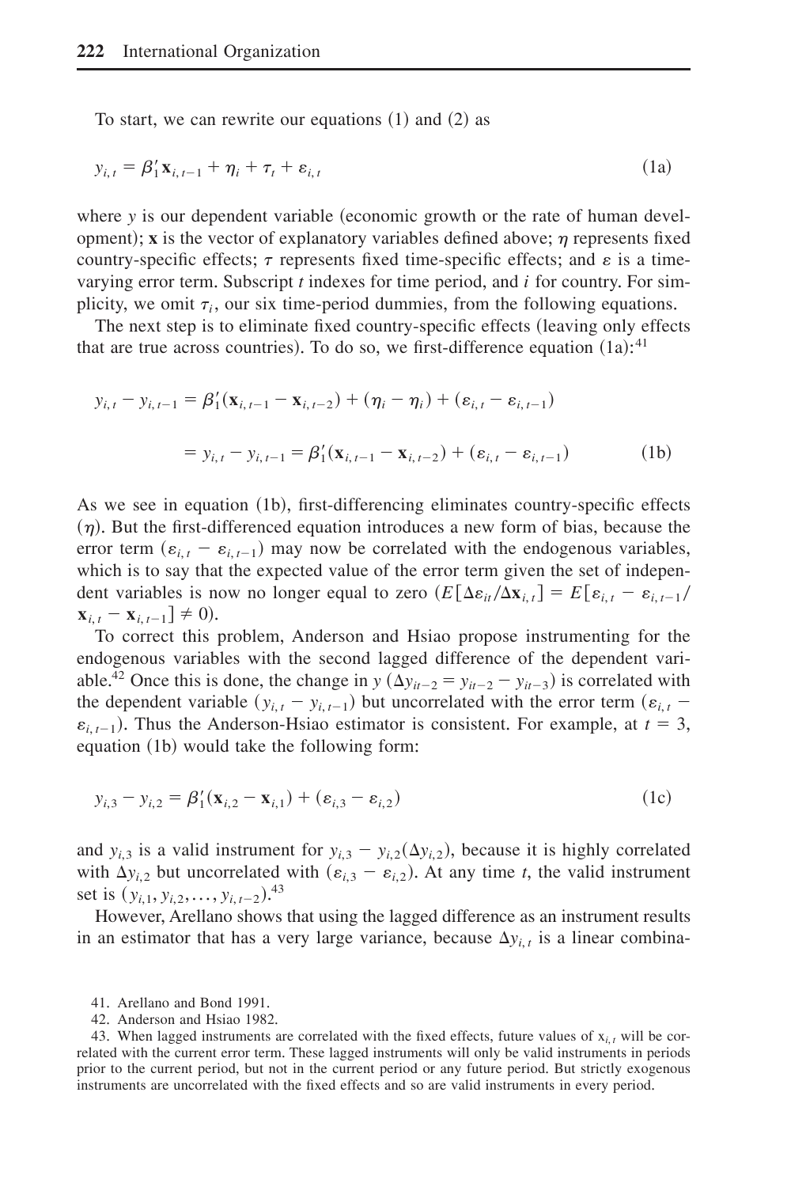To start, we can rewrite our equations (1) and (2) as

$$y_{i,t} = \beta_1' \mathbf{x}_{i,t-1} + \eta_i + \tau_t + \varepsilon_{i,t} \tag{1a}$$

where $y$ is our dependent variable (economic growth or the rate of human development); $\mathbf{x}$ is the vector of explanatory variables defined above; $\eta$ represents fixed country-specific effects; $\tau$ represents fixed time-specific effects; and $\varepsilon$ is a time-varying error term. Subscript $t$ indexes for time period, and $i$ for country. For simplicity, we omit $\tau_i$, our six time-period dummies, from the following equations.

The next step is to eliminate fixed country-specific effects (leaving only effects that are true across countries). To do so, we first-difference equation (1a):[41]

$$y_{i,t} - y_{i,t-1} = \beta_1'(\mathbf{x}_{i,t-1} - \mathbf{x}_{i,t-2}) + (\eta_i - \eta_i) + (\varepsilon_{i,t} - \varepsilon_{i,t-1})$$

$$= y_{i,t} - y_{i,t-1} = \beta_1'(\mathbf{x}_{i,t-1} - \mathbf{x}_{i,t-2}) + (\varepsilon_{i,t} - \varepsilon_{i,t-1}) \tag{1b}$$

As we see in equation (1b), first-differencing eliminates country-specific effects ($\eta$). But the first-differenced equation introduces a new form of bias, because the error term ($\varepsilon_{i,t} - \varepsilon_{i,t-1}$) may now be correlated with the endogenous variables, which is to say that the expected value of the error term given the set of independent variables is now no longer equal to zero ($E[\Delta\varepsilon_{it}/\Delta\mathbf{x}_{i,t}] = E[\varepsilon_{i,t} - \varepsilon_{i,t-1}/\mathbf{x}_{i,t} - \mathbf{x}_{i,t-1}] \neq 0$).

To correct this problem, Anderson and Hsiao propose instrumenting for the endogenous variables with the second lagged difference of the dependent variable.[42] Once this is done, the change in $y$ ($\Delta y_{it-2} = y_{it-2} - y_{it-3}$) is correlated with the dependent variable ($y_{i,t} - y_{i,t-1}$) but uncorrelated with the error term ($\varepsilon_{i,t} - \varepsilon_{i,t-1}$). Thus the Anderson-Hsiao estimator is consistent. For example, at $t = 3$, equation (1b) would take the following form:

$$y_{i,3} - y_{i,2} = \beta_1'(\mathbf{x}_{i,2} - \mathbf{x}_{i,1}) + (\varepsilon_{i,3} - \varepsilon_{i,2}) \tag{1c}$$

and $y_{i,3}$ is a valid instrument for $y_{i,3} - y_{i,2}(\Delta y_{i,2})$, because it is highly correlated with $\Delta y_{i,2}$ but uncorrelated with ($\varepsilon_{i,3} - \varepsilon_{i,2}$). At any time $t$, the valid instrument set is ($y_{i,1}, y_{i,2}, \ldots, y_{i,t-2}$).[43]

However, Arellano shows that using the lagged difference as an instrument results in an estimator that has a very large variance, because $\Delta y_{i,t}$ is a linear combina-

41. Arellano and Bond 1991.

42. Anderson and Hsiao 1982.

43. When lagged instruments are correlated with the fixed effects, future values of $x_{i,t}$ will be correlated with the current error term. These lagged instruments will only be valid instruments in periods prior to the current period, but not in the current period or any future period. But strictly exogenous instruments are uncorrelated with the fixed effects and so are valid instruments in every period.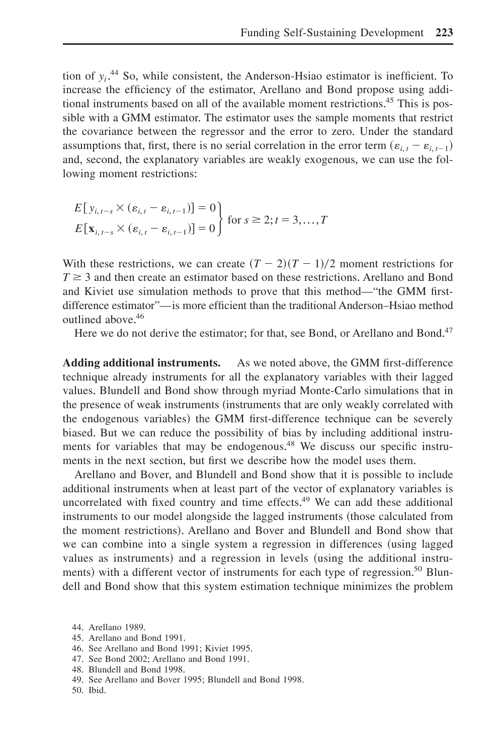tion of $y_i$.[44] So, while consistent, the Anderson-Hsiao estimator is inefficient. To increase the efficiency of the estimator, Arellano and Bond propose using additional instruments based on all of the available moment restrictions.[45] This is possible with a GMM estimator. The estimator uses the sample moments that restrict the covariance between the regressor and the error to zero. Under the standard assumptions that, first, there is no serial correlation in the error term $(\varepsilon_{i,t} - \varepsilon_{i,t-1})$ and, second, the explanatory variables are weakly exogenous, we can use the following moment restrictions:

$$\left.\begin{aligned} E[y_{i,t-s} \times (\varepsilon_{i,t} - \varepsilon_{i,t-1})] = 0 \\ E[\mathbf{x}_{i,t-s} \times (\varepsilon_{i,t} - \varepsilon_{i,t-1})] = 0 \end{aligned}\right\} \text{ for } s \geq 2; t = 3, \ldots, T$$

With these restrictions, we can create $(T - 2)(T - 1)/2$ moment restrictions for $T \geq 3$ and then create an estimator based on these restrictions. Arellano and Bond and Kiviet use simulation methods to prove that this method—"the GMM first-difference estimator"—is more efficient than the traditional Anderson–Hsiao method outlined above.[46]

Here we do not derive the estimator; for that, see Bond, or Arellano and Bond.[47]

**Adding additional instruments.** As we noted above, the GMM first-difference technique already instruments for all the explanatory variables with their lagged values. Blundell and Bond show through myriad Monte-Carlo simulations that in the presence of weak instruments (instruments that are only weakly correlated with the endogenous variables) the GMM first-difference technique can be severely biased. But we can reduce the possibility of bias by including additional instruments for variables that may be endogenous.[48] We discuss our specific instruments in the next section, but first we describe how the model uses them.

Arellano and Bover, and Blundell and Bond show that it is possible to include additional instruments when at least part of the vector of explanatory variables is uncorrelated with fixed country and time effects.[49] We can add these additional instruments to our model alongside the lagged instruments (those calculated from the moment restrictions). Arellano and Bover and Blundell and Bond show that we can combine into a single system a regression in differences (using lagged values as instruments) and a regression in levels (using the additional instruments) with a different vector of instruments for each type of regression.[50] Blundell and Bond show that this system estimation technique minimizes the problem

44. Arellano 1989.
45. Arellano and Bond 1991.
46. See Arellano and Bond 1991; Kiviet 1995.
47. See Bond 2002; Arellano and Bond 1991.
48. Blundell and Bond 1998.
49. See Arellano and Bover 1995; Blundell and Bond 1998.
50. Ibid.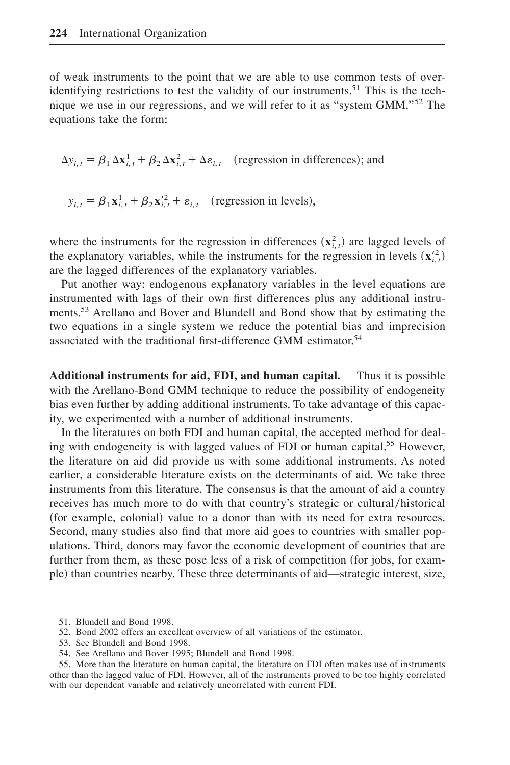of weak instruments to the point that we are able to use common tests of overidentifying restrictions to test the validity of our instruments.[51] This is the technique we use in our regressions, and we will refer to it as "system GMM."[52] The equations take the form:

$$\Delta y_{i,t} = \beta_1 \Delta \mathbf{x}^1_{i,t} + \beta_2 \Delta \mathbf{x}^2_{i,t} + \Delta \varepsilon_{i,t} \quad \text{(regression in differences); and}$$

$$y_{i,t} = \beta_1 \mathbf{x}^1_{i,t} + \beta_2 \mathbf{x}'^2_{i,t} + \varepsilon_{i,t} \quad \text{(regression in levels),}$$

where the instruments for the regression in differences ($\mathbf{x}^2_{i,t}$) are lagged levels of the explanatory variables, while the instruments for the regression in levels ($\mathbf{x}'^2_{i,t}$) are the lagged differences of the explanatory variables.

Put another way: endogenous explanatory variables in the level equations are instrumented with lags of their own first differences plus any additional instruments.[53] Arellano and Bover and Blundell and Bond show that by estimating the two equations in a single system we reduce the potential bias and imprecision associated with the traditional first-difference GMM estimator.[54]

**Additional instruments for aid, FDI, and human capital.** Thus it is possible with the Arellano-Bond GMM technique to reduce the possibility of endogeneity bias even further by adding additional instruments. To take advantage of this capacity, we experimented with a number of additional instruments.

In the literatures on both FDI and human capital, the accepted method for dealing with endogeneity is with lagged values of FDI or human capital.[55] However, the literature on aid did provide us with some additional instruments. As noted earlier, a considerable literature exists on the determinants of aid. We take three instruments from this literature. The consensus is that the amount of aid a country receives has much more to do with that country's strategic or cultural/historical (for example, colonial) value to a donor than with its need for extra resources. Second, many studies also find that more aid goes to countries with smaller populations. Third, donors may favor the economic development of countries that are further from them, as these pose less of a risk of competition (for jobs, for example) than countries nearby. These three determinants of aid—strategic interest, size,

51. Blundell and Bond 1998.

52. Bond 2002 offers an excellent overview of all variations of the estimator.

53. See Blundell and Bond 1998.

54. See Arellano and Bover 1995; Blundell and Bond 1998.

55. More than the literature on human capital, the literature on FDI often makes use of instruments other than the lagged value of FDI. However, all of the instruments proved to be too highly correlated with our dependent variable and relatively uncorrelated with current FDI.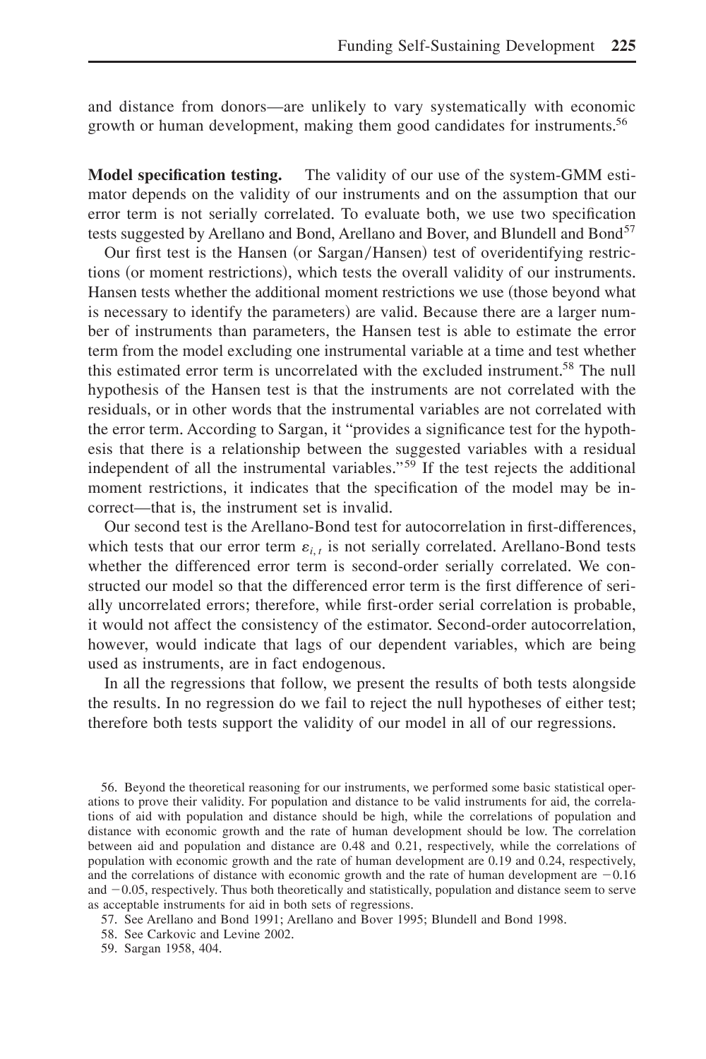and distance from donors—are unlikely to vary systematically with economic growth or human development, making them good candidates for instruments.[56]

**Model specification testing.** The validity of our use of the system-GMM estimator depends on the validity of our instruments and on the assumption that our error term is not serially correlated. To evaluate both, we use two specification tests suggested by Arellano and Bond, Arellano and Bover, and Blundell and Bond[57]

Our first test is the Hansen (or Sargan/Hansen) test of overidentifying restrictions (or moment restrictions), which tests the overall validity of our instruments. Hansen tests whether the additional moment restrictions we use (those beyond what is necessary to identify the parameters) are valid. Because there are a larger number of instruments than parameters, the Hansen test is able to estimate the error term from the model excluding one instrumental variable at a time and test whether this estimated error term is uncorrelated with the excluded instrument.[58] The null hypothesis of the Hansen test is that the instruments are not correlated with the residuals, or in other words that the instrumental variables are not correlated with the error term. According to Sargan, it "provides a significance test for the hypothesis that there is a relationship between the suggested variables with a residual independent of all the instrumental variables."[59] If the test rejects the additional moment restrictions, it indicates that the specification of the model may be incorrect—that is, the instrument set is invalid.

Our second test is the Arellano-Bond test for autocorrelation in first-differences, which tests that our error term $\varepsilon_{i,t}$ is not serially correlated. Arellano-Bond tests whether the differenced error term is second-order serially correlated. We constructed our model so that the differenced error term is the first difference of serially uncorrelated errors; therefore, while first-order serial correlation is probable, it would not affect the consistency of the estimator. Second-order autocorrelation, however, would indicate that lags of our dependent variables, which are being used as instruments, are in fact endogenous.

In all the regressions that follow, we present the results of both tests alongside the results. In no regression do we fail to reject the null hypotheses of either test; therefore both tests support the validity of our model in all of our regressions.

56. Beyond the theoretical reasoning for our instruments, we performed some basic statistical operations to prove their validity. For population and distance to be valid instruments for aid, the correlations of aid with population and distance should be high, while the correlations of population and distance with economic growth and the rate of human development should be low. The correlation between aid and population and distance are 0.48 and 0.21, respectively, while the correlations of population with economic growth and the rate of human development are 0.19 and 0.24, respectively, and the correlations of distance with economic growth and the rate of human development are −0.16 and −0.05, respectively. Thus both theoretically and statistically, population and distance seem to serve as acceptable instruments for aid in both sets of regressions.

57. See Arellano and Bond 1991; Arellano and Bover 1995; Blundell and Bond 1998.

58. See Carkovic and Levine 2002.

59. Sargan 1958, 404.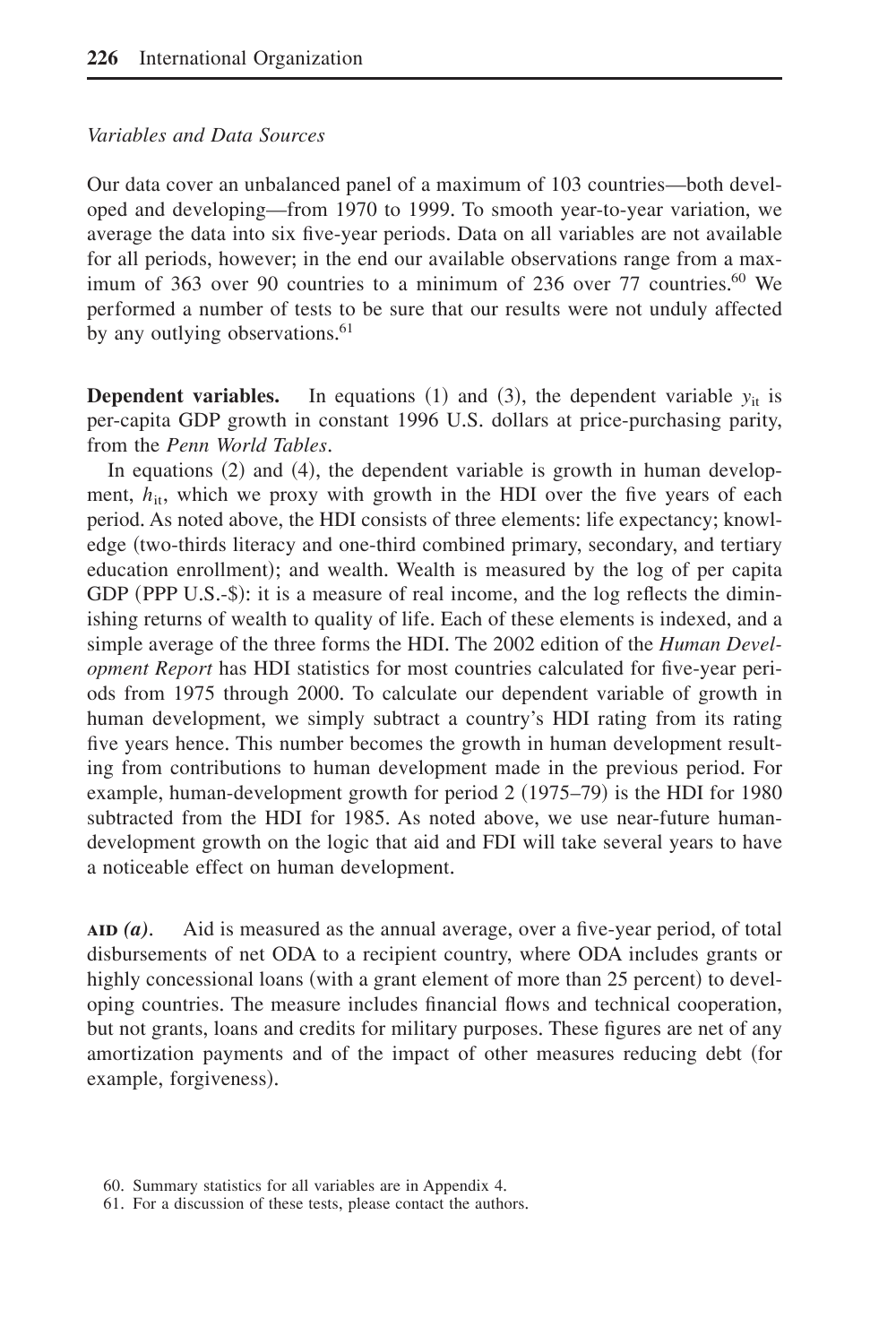### *Variables and Data Sources*

Our data cover an unbalanced panel of a maximum of 103 countries—both developed and developing—from 1970 to 1999. To smooth year-to-year variation, we average the data into six five-year periods. Data on all variables are not available for all periods, however; in the end our available observations range from a maximum of 363 over 90 countries to a minimum of 236 over 77 countries.[60] We performed a number of tests to be sure that our results were not unduly affected by any outlying observations.[61]

**Dependent variables.** In equations (1) and (3), the dependent variable $y_{it}$ is per-capita GDP growth in constant 1996 U.S. dollars at price-purchasing parity, from the *Penn World Tables*.

In equations (2) and (4), the dependent variable is growth in human development, $h_{it}$, which we proxy with growth in the HDI over the five years of each period. As noted above, the HDI consists of three elements: life expectancy; knowledge (two-thirds literacy and one-third combined primary, secondary, and tertiary education enrollment); and wealth. Wealth is measured by the log of per capita GDP (PPP U.S.-$): it is a measure of real income, and the log reflects the diminishing returns of wealth to quality of life. Each of these elements is indexed, and a simple average of the three forms the HDI. The 2002 edition of the *Human Development Report* has HDI statistics for most countries calculated for five-year periods from 1975 through 2000. To calculate our dependent variable of growth in human development, we simply subtract a country's HDI rating from its rating five years hence. This number becomes the growth in human development resulting from contributions to human development made in the previous period. For example, human-development growth for period 2 (1975–79) is the HDI for 1980 subtracted from the HDI for 1985. As noted above, we use near-future human-development growth on the logic that aid and FDI will take several years to have a noticeable effect on human development.

**AID *(a)*.** Aid is measured as the annual average, over a five-year period, of total disbursements of net ODA to a recipient country, where ODA includes grants or highly concessional loans (with a grant element of more than 25 percent) to developing countries. The measure includes financial flows and technical cooperation, but not grants, loans and credits for military purposes. These figures are net of any amortization payments and of the impact of other measures reducing debt (for example, forgiveness).

60. Summary statistics for all variables are in Appendix 4.

61. For a discussion of these tests, please contact the authors.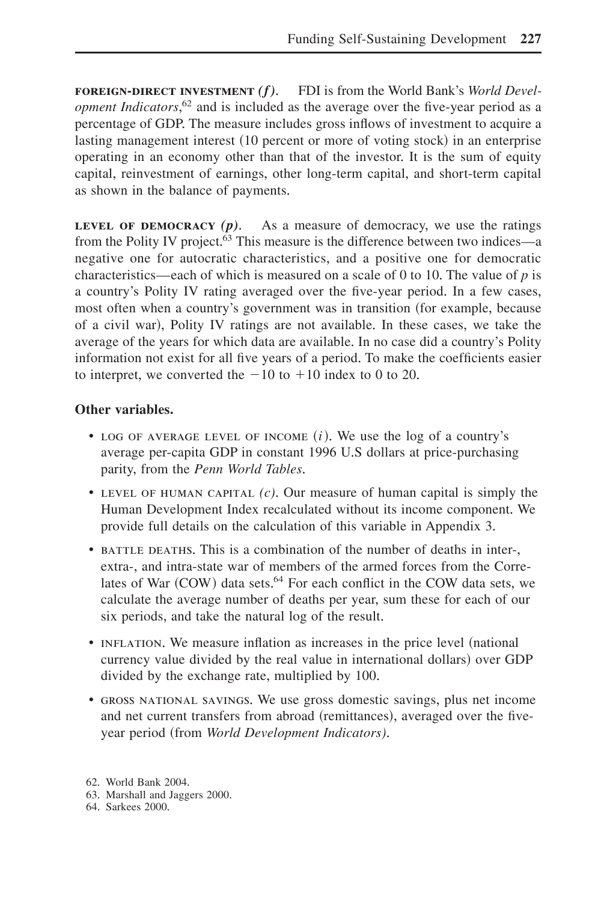**FOREIGN-DIRECT INVESTMENT *(f)*.** FDI is from the World Bank's *World Development Indicators*,[62] and is included as the average over the five-year period as a percentage of GDP. The measure includes gross inflows of investment to acquire a lasting management interest (10 percent or more of voting stock) in an enterprise operating in an economy other than that of the investor. It is the sum of equity capital, reinvestment of earnings, other long-term capital, and short-term capital as shown in the balance of payments.

**LEVEL OF DEMOCRACY *(p)*.** As a measure of democracy, we use the ratings from the Polity IV project.[63] This measure is the difference between two indices—a negative one for autocratic characteristics, and a positive one for democratic characteristics—each of which is measured on a scale of 0 to 10. The value of $p$ is a country's Polity IV rating averaged over the five-year period. In a few cases, most often when a country's government was in transition (for example, because of a civil war), Polity IV ratings are not available. In these cases, we take the average of the years for which data are available. In no case did a country's Polity information not exist for all five years of a period. To make the coefficients easier to interpret, we converted the $-10$ to $+10$ index to 0 to 20.

**Other variables.**

- LOG OF AVERAGE LEVEL OF INCOME $(i)$. We use the log of a country's average per-capita GDP in constant 1996 U.S dollars at price-purchasing parity, from the *Penn World Tables*.
- LEVEL OF HUMAN CAPITAL *(c)*. Our measure of human capital is simply the Human Development Index recalculated without its income component. We provide full details on the calculation of this variable in Appendix 3.
- BATTLE DEATHS. This is a combination of the number of deaths in inter-, extra-, and intra-state war of members of the armed forces from the Correlates of War (COW) data sets.[64] For each conflict in the COW data sets, we calculate the average number of deaths per year, sum these for each of our six periods, and take the natural log of the result.
- INFLATION. We measure inflation as increases in the price level (national currency value divided by the real value in international dollars) over GDP divided by the exchange rate, multiplied by 100.
- GROSS NATIONAL SAVINGS. We use gross domestic savings, plus net income and net current transfers from abroad (remittances), averaged over the five-year period (from *World Development Indicators)*.

62. World Bank 2004.
63. Marshall and Jaggers 2000.
64. Sarkees 2000.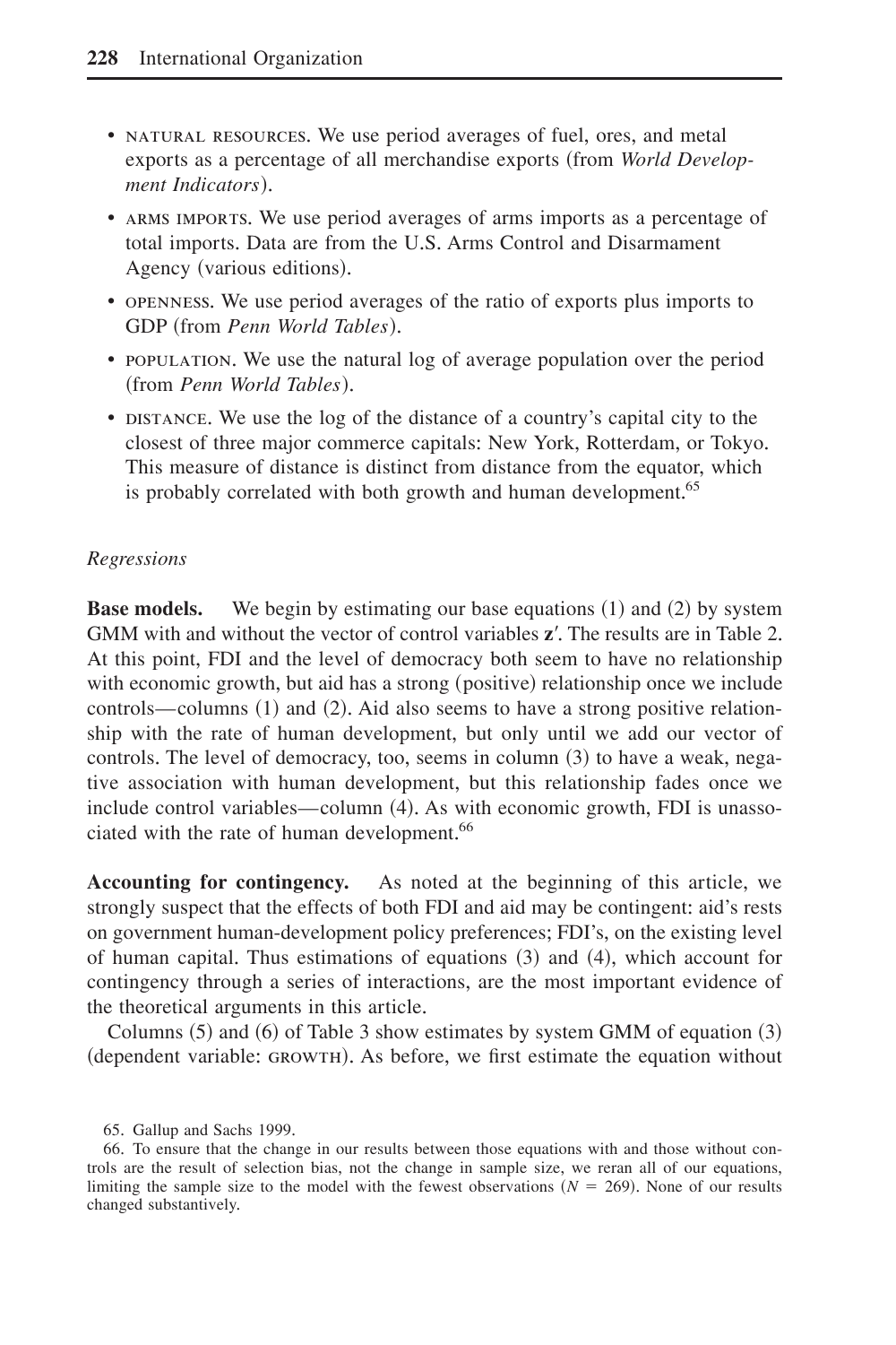- NATURAL RESOURCES. We use period averages of fuel, ores, and metal exports as a percentage of all merchandise exports (from *World Development Indicators*).
- ARMS IMPORTS. We use period averages of arms imports as a percentage of total imports. Data are from the U.S. Arms Control and Disarmament Agency (various editions).
- OPENNESS. We use period averages of the ratio of exports plus imports to GDP (from *Penn World Tables*).
- POPULATION. We use the natural log of average population over the period (from *Penn World Tables*).
- DISTANCE. We use the log of the distance of a country's capital city to the closest of three major commerce capitals: New York, Rotterdam, or Tokyo. This measure of distance is distinct from distance from the equator, which is probably correlated with both growth and human development.[65]

*Regressions*

**Base models.** We begin by estimating our base equations (1) and (2) by system GMM with and without the vector of control variables $\mathbf{z}'$. The results are in Table 2. At this point, FDI and the level of democracy both seem to have no relationship with economic growth, but aid has a strong (positive) relationship once we include controls—columns (1) and (2). Aid also seems to have a strong positive relationship with the rate of human development, but only until we add our vector of controls. The level of democracy, too, seems in column (3) to have a weak, negative association with human development, but this relationship fades once we include control variables—column (4). As with economic growth, FDI is unassociated with the rate of human development.[66]

**Accounting for contingency.** As noted at the beginning of this article, we strongly suspect that the effects of both FDI and aid may be contingent: aid's rests on government human-development policy preferences; FDI's, on the existing level of human capital. Thus estimations of equations (3) and (4), which account for contingency through a series of interactions, are the most important evidence of the theoretical arguments in this article.

Columns (5) and (6) of Table 3 show estimates by system GMM of equation (3) (dependent variable: GROWTH). As before, we first estimate the equation without

65. Gallup and Sachs 1999.

66. To ensure that the change in our results between those equations with and those without controls are the result of selection bias, not the change in sample size, we reran all of our equations, limiting the sample size to the model with the fewest observations ($N = 269$). None of our results changed substantively.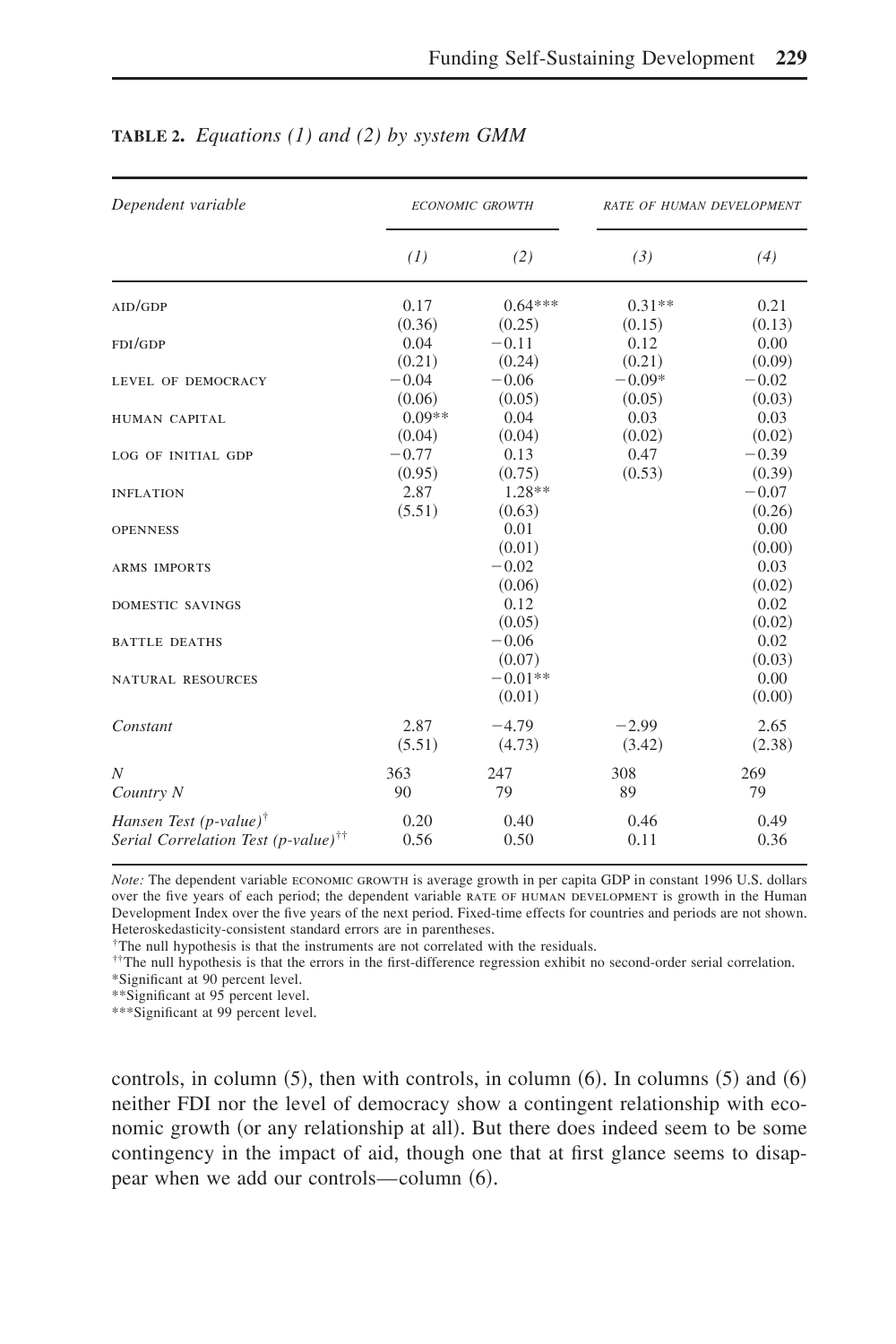**TABLE 2.** *Equations (1) and (2) by system GMM*

| *Dependent variable* | ECONOMIC GROWTH | | RATE OF HUMAN DEVELOPMENT | |
|---|---|---|---|---|
| | *(1)* | *(2)* | *(3)* | *(4)* |
| AID/GDP | 0.17 | 0.64*** | 0.31** | 0.21 |
| | (0.36) | (0.25) | (0.15) | (0.13) |
| FDI/GDP | 0.04 | −0.11 | 0.12 | 0.00 |
| | (0.21) | (0.24) | (0.21) | (0.09) |
| LEVEL OF DEMOCRACY | −0.04 | −0.06 | −0.09* | −0.02 |
| | (0.06) | (0.05) | (0.05) | (0.03) |
| HUMAN CAPITAL | 0.09** | 0.04 | 0.03 | 0.03 |
| | (0.04) | (0.04) | (0.02) | (0.02) |
| LOG OF INITIAL GDP | −0.77 | 0.13 | 0.47 | −0.39 |
| | (0.95) | (0.75) | (0.53) | (0.39) |
| INFLATION | 2.87 | 1.28** | | −0.07 |
| | (5.51) | (0.63) | | (0.26) |
| OPENNESS | | 0.01 | | 0.00 |
| | | (0.01) | | (0.00) |
| ARMS IMPORTS | | −0.02 | | 0.03 |
| | | (0.06) | | (0.02) |
| DOMESTIC SAVINGS | | 0.12 | | 0.02 |
| | | (0.05) | | (0.02) |
| BATTLE DEATHS | | −0.06 | | 0.02 |
| | | (0.07) | | (0.03) |
| NATURAL RESOURCES | | −0.01** | | 0.00 |
| | | (0.01) | | (0.00) |
| *Constant* | 2.87 | −4.79 | −2.99 | 2.65 |
| | (5.51) | (4.73) | (3.42) | (2.38) |
| *N* | 363 | 247 | 308 | 269 |
| *Country N* | 90 | 79 | 89 | 79 |
| *Hansen Test (p-value)*[†] | 0.20 | 0.40 | 0.46 | 0.49 |
| *Serial Correlation Test (p-value)*[††] | 0.56 | 0.50 | 0.11 | 0.36 |

*Note:* The dependent variable ECONOMIC GROWTH is average growth in per capita GDP in constant 1996 U.S. dollars over the five years of each period; the dependent variable RATE OF HUMAN DEVELOPMENT is growth in the Human Development Index over the five years of the next period. Fixed-time effects for countries and periods are not shown. Heteroskedasticity-consistent standard errors are in parentheses.

[†]The null hypothesis is that the instruments are not correlated with the residuals.

[††]The null hypothesis is that the errors in the first-difference regression exhibit no second-order serial correlation.

*Significant at 90 percent level.

**Significant at 95 percent level.

***Significant at 99 percent level.

controls, in column (5), then with controls, in column (6). In columns (5) and (6) neither FDI nor the level of democracy show a contingent relationship with economic growth (or any relationship at all). But there does indeed seem to be some contingency in the impact of aid, though one that at first glance seems to disappear when we add our controls—column (6).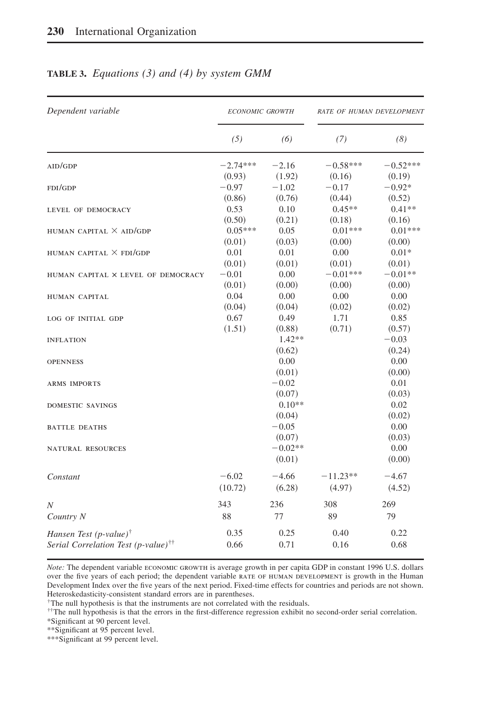**TABLE 3.** *Equations (3) and (4) by system GMM*

| *Dependent variable* | ECONOMIC GROWTH | | RATE OF HUMAN DEVELOPMENT | |
|---|---|---|---|---|
| | *(5)* | *(6)* | *(7)* | *(8)* |
| AID/GDP | −2.74*** | −2.16 | −0.58*** | −0.52*** |
| | (0.93) | (1.92) | (0.16) | (0.19) |
| FDI/GDP | −0.97 | −1.02 | −0.17 | −0.92* |
| | (0.86) | (0.76) | (0.44) | (0.52) |
| LEVEL OF DEMOCRACY | 0.53 | 0.10 | 0.45** | 0.41** |
| | (0.50) | (0.21) | (0.18) | (0.16) |
| HUMAN CAPITAL × AID/GDP | 0.05*** | 0.05 | 0.01*** | 0.01*** |
| | (0.01) | (0.03) | (0.00) | (0.00) |
| HUMAN CAPITAL × FDI/GDP | 0.01 | 0.01 | 0.00 | 0.01* |
| | (0.01) | (0.01) | (0.01) | (0.01) |
| HUMAN CAPITAL × LEVEL OF DEMOCRACY | −0.01 | 0.00 | −0.01*** | −0.01** |
| | (0.01) | (0.00) | (0.00) | (0.00) |
| HUMAN CAPITAL | 0.04 | 0.00 | 0.00 | 0.00 |
| | (0.04) | (0.04) | (0.02) | (0.02) |
| LOG OF INITIAL GDP | 0.67 | 0.49 | 1.71 | 0.85 |
| | (1.51) | (0.88) | (0.71) | (0.57) |
| INFLATION | | 1.42** | | −0.03 |
| | | (0.62) | | (0.24) |
| OPENNESS | | 0.00 | | 0.00 |
| | | (0.01) | | (0.00) |
| ARMS IMPORTS | | −0.02 | | 0.01 |
| | | (0.07) | | (0.03) |
| DOMESTIC SAVINGS | | 0.10** | | 0.02 |
| | | (0.04) | | (0.02) |
| BATTLE DEATHS | | −0.05 | | 0.00 |
| | | (0.07) | | (0.03) |
| NATURAL RESOURCES | | −0.02** | | 0.00 |
| | | (0.01) | | (0.00) |
| *Constant* | −6.02 | −4.66 | −11.23** | −4.67 |
| | (10.72) | (6.28) | (4.97) | (4.52) |
| *N* | 343 | 236 | 308 | 269 |
| *Country N* | 88 | 77 | 89 | 79 |
| *Hansen Test (p-value)*† | 0.35 | 0.25 | 0.40 | 0.22 |
| *Serial Correlation Test (p-value)*†† | 0.66 | 0.71 | 0.16 | 0.68 |

*Note:* The dependent variable ECONOMIC GROWTH is average growth in per capita GDP in constant 1996 U.S. dollars over the five years of each period; the dependent variable RATE OF HUMAN DEVELOPMENT is growth in the Human Development Index over the five years of the next period. Fixed-time effects for countries and periods are not shown. Heteroskedasticity-consistent standard errors are in parentheses.

†The null hypothesis is that the instruments are not correlated with the residuals.

††The null hypothesis is that the errors in the first-difference regression exhibit no second-order serial correlation.

*Significant at 90 percent level.

**Significant at 95 percent level.

***Significant at 99 percent level.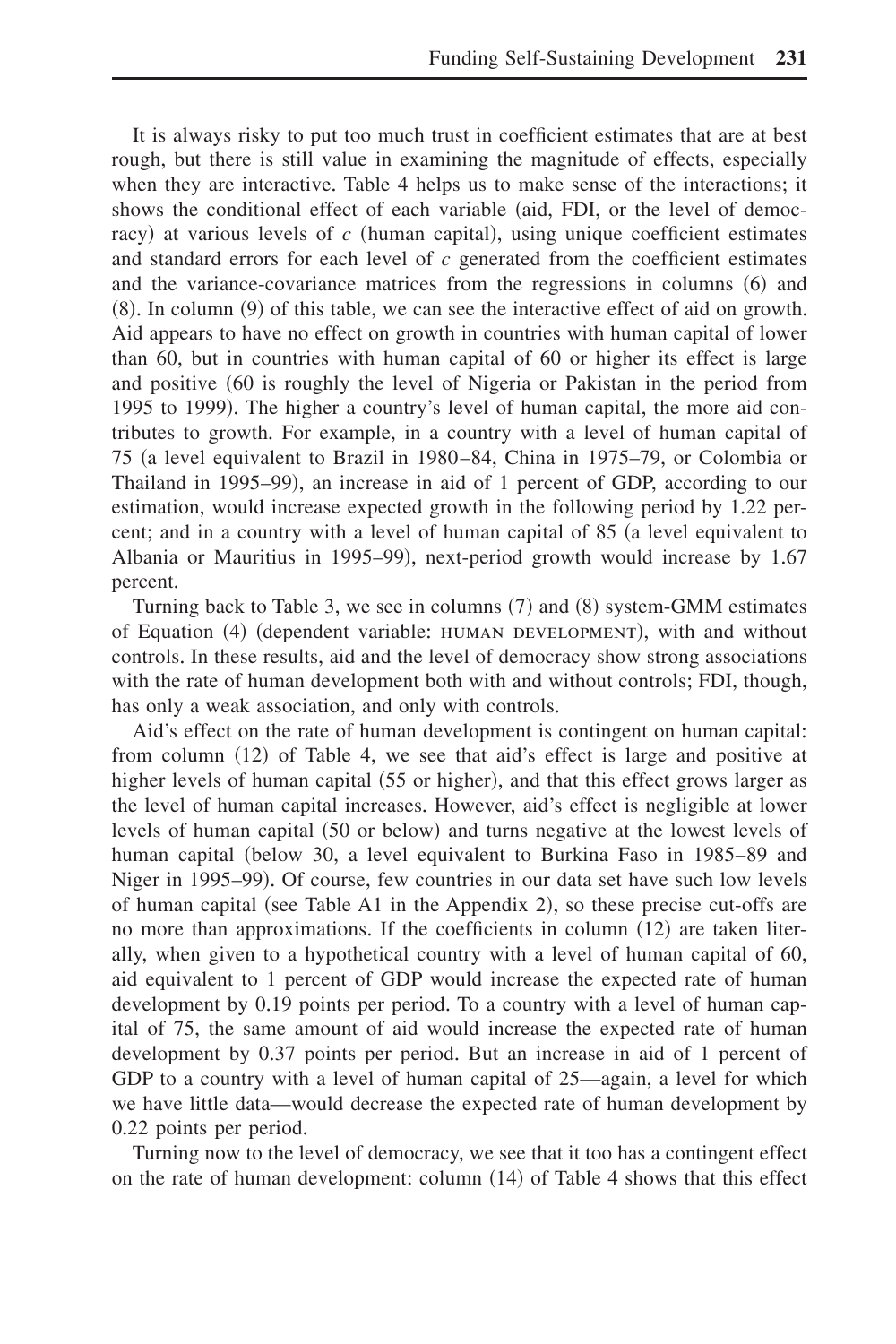It is always risky to put too much trust in coefficient estimates that are at best rough, but there is still value in examining the magnitude of effects, especially when they are interactive. Table 4 helps us to make sense of the interactions; it shows the conditional effect of each variable (aid, FDI, or the level of democracy) at various levels of $c$ (human capital), using unique coefficient estimates and standard errors for each level of $c$ generated from the coefficient estimates and the variance-covariance matrices from the regressions in columns (6) and (8). In column (9) of this table, we can see the interactive effect of aid on growth. Aid appears to have no effect on growth in countries with human capital of lower than 60, but in countries with human capital of 60 or higher its effect is large and positive (60 is roughly the level of Nigeria or Pakistan in the period from 1995 to 1999). The higher a country's level of human capital, the more aid contributes to growth. For example, in a country with a level of human capital of 75 (a level equivalent to Brazil in 1980–84, China in 1975–79, or Colombia or Thailand in 1995–99), an increase in aid of 1 percent of GDP, according to our estimation, would increase expected growth in the following period by 1.22 percent; and in a country with a level of human capital of 85 (a level equivalent to Albania or Mauritius in 1995–99), next-period growth would increase by 1.67 percent.

Turning back to Table 3, we see in columns (7) and (8) system-GMM estimates of Equation (4) (dependent variable: HUMAN DEVELOPMENT), with and without controls. In these results, aid and the level of democracy show strong associations with the rate of human development both with and without controls; FDI, though, has only a weak association, and only with controls.

Aid's effect on the rate of human development is contingent on human capital: from column (12) of Table 4, we see that aid's effect is large and positive at higher levels of human capital (55 or higher), and that this effect grows larger as the level of human capital increases. However, aid's effect is negligible at lower levels of human capital (50 or below) and turns negative at the lowest levels of human capital (below 30, a level equivalent to Burkina Faso in 1985–89 and Niger in 1995–99). Of course, few countries in our data set have such low levels of human capital (see Table A1 in the Appendix 2), so these precise cut-offs are no more than approximations. If the coefficients in column (12) are taken literally, when given to a hypothetical country with a level of human capital of 60, aid equivalent to 1 percent of GDP would increase the expected rate of human development by 0.19 points per period. To a country with a level of human capital of 75, the same amount of aid would increase the expected rate of human development by 0.37 points per period. But an increase in aid of 1 percent of GDP to a country with a level of human capital of 25—again, a level for which we have little data—would decrease the expected rate of human development by 0.22 points per period.

Turning now to the level of democracy, we see that it too has a contingent effect on the rate of human development: column (14) of Table 4 shows that this effect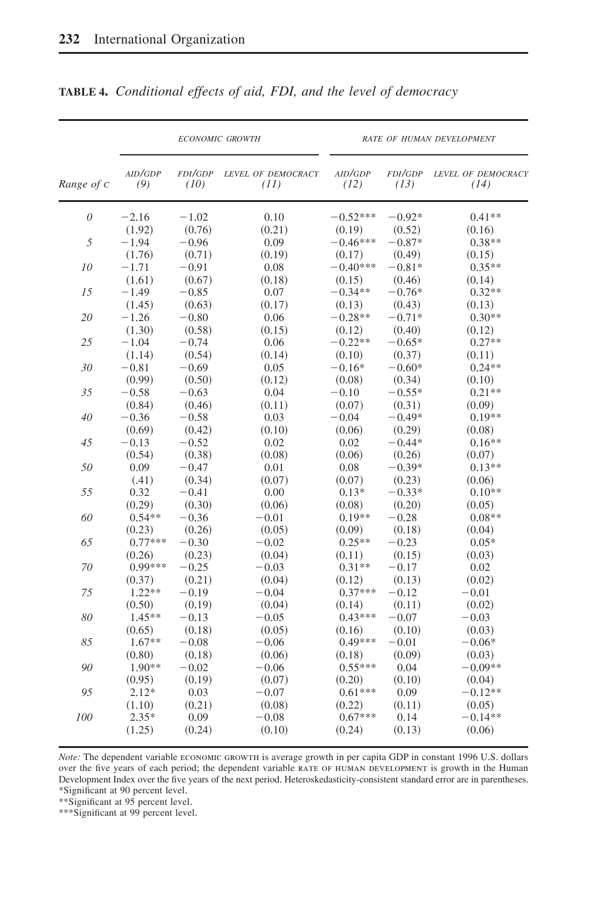**TABLE 4.** *Conditional effects of aid, FDI, and the level of democracy*

| | ECONOMIC GROWTH | | | RATE OF HUMAN DEVELOPMENT | | |
|---|---|---|---|---|---|---|
| Range of C | AID/GDP (9) | FDI/GDP (10) | LEVEL OF DEMOCRACY (11) | AID/GDP (12) | FDI/GDP (13) | LEVEL OF DEMOCRACY (14) |
| *0* | −2.16 | −1.02 | 0.10 | −0.52*** | −0.92* | 0.41** |
| | (1.92) | (0.76) | (0.21) | (0.19) | (0.52) | (0.16) |
| *5* | −1.94 | −0.96 | 0.09 | −0.46*** | −0.87* | 0.38** |
| | (1.76) | (0.71) | (0.19) | (0.17) | (0.49) | (0.15) |
| *10* | −1.71 | −0.91 | 0.08 | −0.40*** | −0.81* | 0.35** |
| | (1.61) | (0.67) | (0.18) | (0.15) | (0.46) | (0.14) |
| *15* | −1.49 | −0.85 | 0.07 | −0.34** | −0.76* | 0.32** |
| | (1.45) | (0.63) | (0.17) | (0.13) | (0.43) | (0.13) |
| *20* | −1.26 | −0.80 | 0.06 | −0.28** | −0.71* | 0.30** |
| | (1.30) | (0.58) | (0.15) | (0.12) | (0.40) | (0.12) |
| *25* | −1.04 | −0.74 | 0.06 | −0.22** | −0.65* | 0.27** |
| | (1.14) | (0.54) | (0.14) | (0.10) | (0.37) | (0.11) |
| *30* | −0.81 | −0.69 | 0.05 | −0.16* | −0.60* | 0.24** |
| | (0.99) | (0.50) | (0.12) | (0.08) | (0.34) | (0.10) |
| *35* | −0.58 | −0.63 | 0.04 | −0.10 | −0.55* | 0.21** |
| | (0.84) | (0.46) | (0.11) | (0.07) | (0.31) | (0.09) |
| *40* | −0.36 | −0.58 | 0.03 | −0.04 | −0.49* | 0.19** |
| | (0.69) | (0.42) | (0.10) | (0.06) | (0.29) | (0.08) |
| *45* | −0.13 | −0.52 | 0.02 | 0.02 | −0.44* | 0.16** |
| | (0.54) | (0.38) | (0.08) | (0.06) | (0.26) | (0.07) |
| *50* | 0.09 | −0.47 | 0.01 | 0.08 | −0.39* | 0.13** |
| | (.41) | (0.34) | (0.07) | (0.07) | (0.23) | (0.06) |
| *55* | 0.32 | −0.41 | 0.00 | 0.13* | −0.33* | 0.10** |
| | (0.29) | (0.30) | (0.06) | (0.08) | (0.20) | (0.05) |
| *60* | 0.54** | −0.36 | −0.01 | 0.19** | −0.28 | 0.08** |
| | (0.23) | (0.26) | (0.05) | (0.09) | (0.18) | (0.04) |
| *65* | 0.77*** | −0.30 | −0.02 | 0.25** | −0.23 | 0.05* |
| | (0.26) | (0.23) | (0.04) | (0.11) | (0.15) | (0.03) |
| *70* | 0.99*** | −0.25 | −0.03 | 0.31** | −0.17 | 0.02 |
| | (0.37) | (0.21) | (0.04) | (0.12) | (0.13) | (0.02) |
| *75* | 1.22** | −0.19 | −0.04 | 0.37*** | −0.12 | −0.01 |
| | (0.50) | (0.19) | (0.04) | (0.14) | (0.11) | (0.02) |
| *80* | 1.45** | −0.13 | −0.05 | 0.43*** | −0.07 | −0.03 |
| | (0.65) | (0.18) | (0.05) | (0.16) | (0.10) | (0.03) |
| *85* | 1.67** | −0.08 | −0.06 | 0.49*** | −0.01 | −0.06* |
| | (0.80) | (0.18) | (0.06) | (0.18) | (0.09) | (0.03) |
| *90* | 1.90** | −0.02 | −0.06 | 0.55*** | 0.04 | −0.09** |
| | (0.95) | (0.19) | (0.07) | (0.20) | (0.10) | (0.04) |
| *95* | 2.12* | 0.03 | −0.07 | 0.61*** | 0.09 | −0.12** |
| | (1.10) | (0.21) | (0.08) | (0.22) | (0.11) | (0.05) |
| *100* | 2.35* | 0.09 | −0.08 | 0.67*** | 0.14 | −0.14** |
| | (1.25) | (0.24) | (0.10) | (0.24) | (0.13) | (0.06) |

*Note:* The dependent variable ECONOMIC GROWTH is average growth in per capita GDP in constant 1996 U.S. dollars over the five years of each period; the dependent variable RATE OF HUMAN DEVELOPMENT is growth in the Human Development Index over the five years of the next period. Heteroskedasticity-consistent standard error are in parentheses.
*Significant at 90 percent level.
**Significant at 95 percent level.
***Significant at 99 percent level.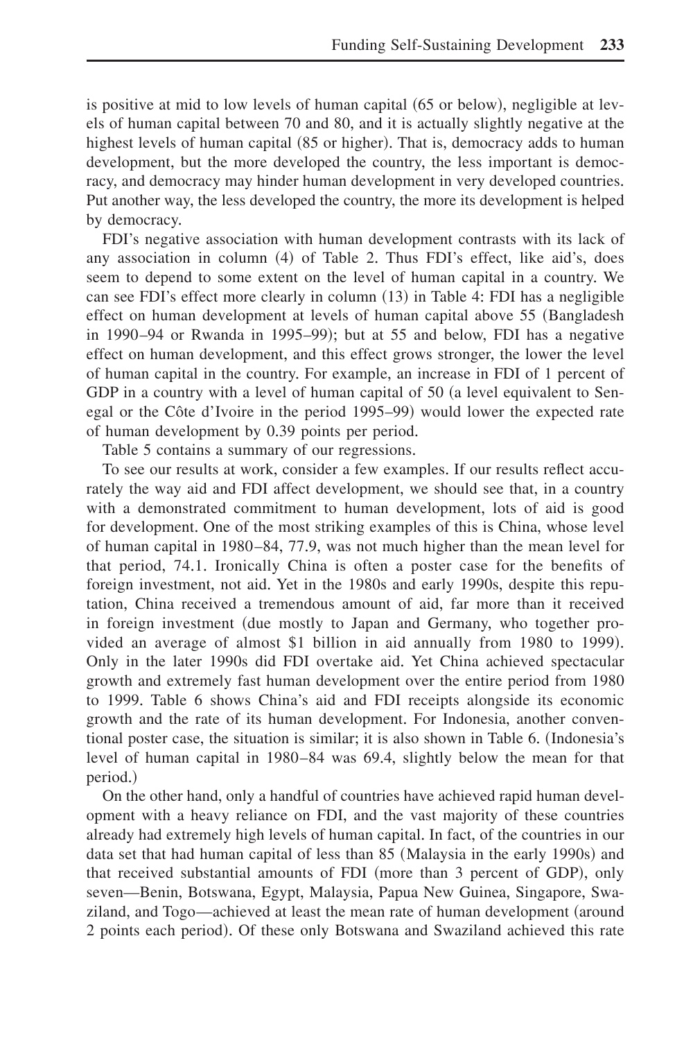is positive at mid to low levels of human capital (65 or below), negligible at levels of human capital between 70 and 80, and it is actually slightly negative at the highest levels of human capital (85 or higher). That is, democracy adds to human development, but the more developed the country, the less important is democracy, and democracy may hinder human development in very developed countries. Put another way, the less developed the country, the more its development is helped by democracy.

FDI's negative association with human development contrasts with its lack of any association in column (4) of Table 2. Thus FDI's effect, like aid's, does seem to depend to some extent on the level of human capital in a country. We can see FDI's effect more clearly in column (13) in Table 4: FDI has a negligible effect on human development at levels of human capital above 55 (Bangladesh in 1990–94 or Rwanda in 1995–99); but at 55 and below, FDI has a negative effect on human development, and this effect grows stronger, the lower the level of human capital in the country. For example, an increase in FDI of 1 percent of GDP in a country with a level of human capital of 50 (a level equivalent to Senegal or the Côte d'Ivoire in the period 1995–99) would lower the expected rate of human development by 0.39 points per period.

Table 5 contains a summary of our regressions.

To see our results at work, consider a few examples. If our results reflect accurately the way aid and FDI affect development, we should see that, in a country with a demonstrated commitment to human development, lots of aid is good for development. One of the most striking examples of this is China, whose level of human capital in 1980–84, 77.9, was not much higher than the mean level for that period, 74.1. Ironically China is often a poster case for the benefits of foreign investment, not aid. Yet in the 1980s and early 1990s, despite this reputation, China received a tremendous amount of aid, far more than it received in foreign investment (due mostly to Japan and Germany, who together provided an average of almost $1 billion in aid annually from 1980 to 1999). Only in the later 1990s did FDI overtake aid. Yet China achieved spectacular growth and extremely fast human development over the entire period from 1980 to 1999. Table 6 shows China's aid and FDI receipts alongside its economic growth and the rate of its human development. For Indonesia, another conventional poster case, the situation is similar; it is also shown in Table 6. (Indonesia's level of human capital in 1980–84 was 69.4, slightly below the mean for that period.)

On the other hand, only a handful of countries have achieved rapid human development with a heavy reliance on FDI, and the vast majority of these countries already had extremely high levels of human capital. In fact, of the countries in our data set that had human capital of less than 85 (Malaysia in the early 1990s) and that received substantial amounts of FDI (more than 3 percent of GDP), only seven—Benin, Botswana, Egypt, Malaysia, Papua New Guinea, Singapore, Swaziland, and Togo—achieved at least the mean rate of human development (around 2 points each period). Of these only Botswana and Swaziland achieved this rate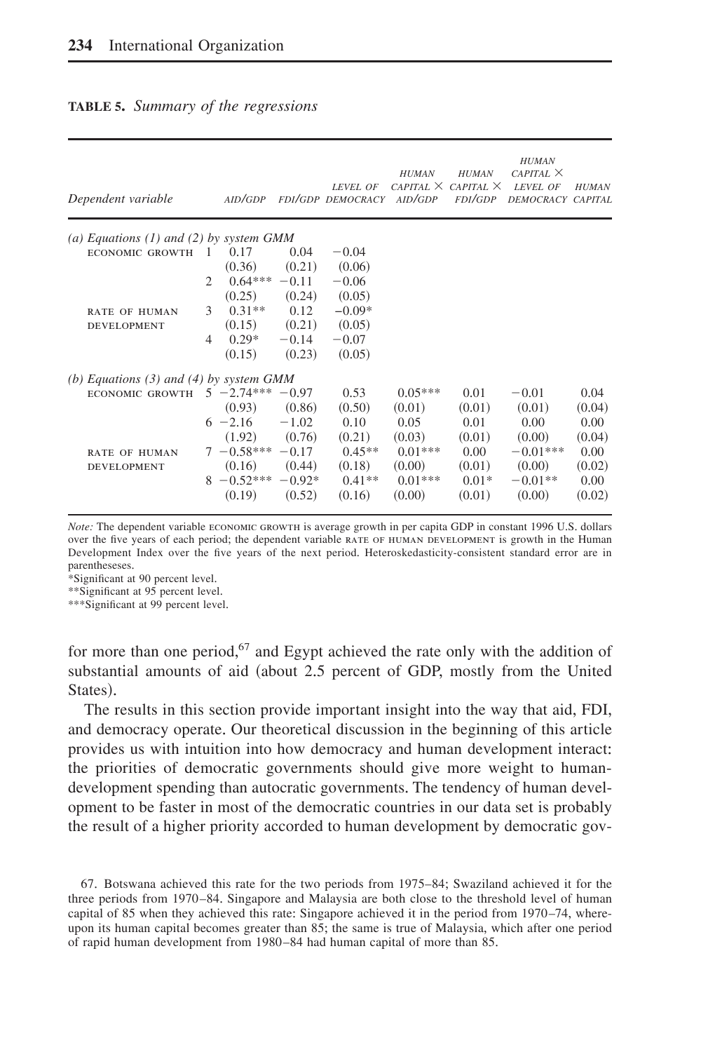**TABLE 5.** *Summary of the regressions*

| *Dependent variable* | | AID/GDP | FDI/GDP | LEVEL OF DEMOCRACY | HUMAN CAPITAL × AID/GDP | HUMAN CAPITAL × FDI/GDP | HUMAN CAPITAL × LEVEL OF DEMOCRACY | HUMAN CAPITAL |
|---|---|---|---|---|---|---|---|---|
| *(a) Equations (1) and (2) by system GMM* | | | | | | | | |
| ECONOMIC GROWTH | 1 | 0.17 | 0.04 | −0.04 | | | | |
| | | (0.36) | (0.21) | (0.06) | | | | |
| | 2 | 0.64*** | −0.11 | −0.06 | | | | |
| | | (0.25) | (0.24) | (0.05) | | | | |
| RATE OF HUMAN DEVELOPMENT | 3 | 0.31** | 0.12 | −0.09* | | | | |
| | | (0.15) | (0.21) | (0.05) | | | | |
| | 4 | 0.29* | −0.14 | −0.07 | | | | |
| | | (0.15) | (0.23) | (0.05) | | | | |
| *(b) Equations (3) and (4) by system GMM* | | | | | | | | |
| ECONOMIC GROWTH | 5 | −2.74*** | −0.97 | 0.53 | 0.05*** | 0.01 | −0.01 | 0.04 |
| | | (0.93) | (0.86) | (0.50) | (0.01) | (0.01) | (0.01) | (0.04) |
| | 6 | −2.16 | −1.02 | 0.10 | 0.05 | 0.01 | 0.00 | 0.00 |
| | | (1.92) | (0.76) | (0.21) | (0.03) | (0.01) | (0.00) | (0.04) |
| RATE OF HUMAN DEVELOPMENT | 7 | −0.58*** | −0.17 | 0.45** | 0.01*** | 0.00 | −0.01*** | 0.00 |
| | | (0.16) | (0.44) | (0.18) | (0.00) | (0.01) | (0.00) | (0.02) |
| | 8 | −0.52*** | −0.92* | 0.41** | 0.01*** | 0.01* | −0.01** | 0.00 |
| | | (0.19) | (0.52) | (0.16) | (0.00) | (0.01) | (0.00) | (0.02) |

*Note:* The dependent variable ECONOMIC GROWTH is average growth in per capita GDP in constant 1996 U.S. dollars over the five years of each period; the dependent variable RATE OF HUMAN DEVELOPMENT is growth in the Human Development Index over the five years of the next period. Heteroskedasticity-consistent standard error are in parentheseses.

*Significant at 90 percent level.

**Significant at 95 percent level.

***Significant at 99 percent level.

for more than one period,[67] and Egypt achieved the rate only with the addition of substantial amounts of aid (about 2.5 percent of GDP, mostly from the United States).

The results in this section provide important insight into the way that aid, FDI, and democracy operate. Our theoretical discussion in the beginning of this article provides us with intuition into how democracy and human development interact: the priorities of democratic governments should give more weight to human-development spending than autocratic governments. The tendency of human development to be faster in most of the democratic countries in our data set is probably the result of a higher priority accorded to human development by democratic gov-

67. Botswana achieved this rate for the two periods from 1975–84; Swaziland achieved it for the three periods from 1970–84. Singapore and Malaysia are both close to the threshold level of human capital of 85 when they achieved this rate: Singapore achieved it in the period from 1970–74, whereupon its human capital becomes greater than 85; the same is true of Malaysia, which after one period of rapid human development from 1980–84 had human capital of more than 85.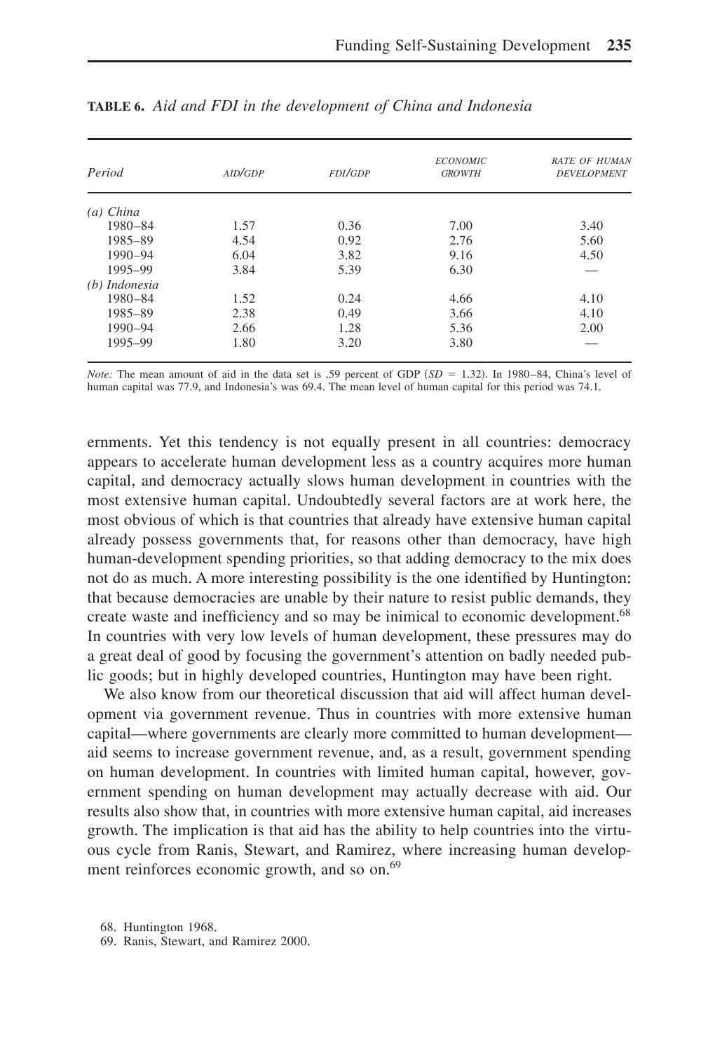**TABLE 6.** *Aid and FDI in the development of China and Indonesia*

| *Period* | AID/GDP | FDI/GDP | ECONOMIC GROWTH | RATE OF HUMAN DEVELOPMENT |
|---|---|---|---|---|
| *(a) China* | | | | |
| 1980–84 | 1.57 | 0.36 | 7.00 | 3.40 |
| 1985–89 | 4.54 | 0.92 | 2.76 | 5.60 |
| 1990–94 | 6.04 | 3.82 | 9.16 | 4.50 |
| 1995–99 | 3.84 | 5.39 | 6.30 | — |
| *(b) Indonesia* | | | | |
| 1980–84 | 1.52 | 0.24 | 4.66 | 4.10 |
| 1985–89 | 2.38 | 0.49 | 3.66 | 4.10 |
| 1990–94 | 2.66 | 1.28 | 5.36 | 2.00 |
| 1995–99 | 1.80 | 3.20 | 3.80 | — |

*Note:* The mean amount of aid in the data set is .59 percent of GDP ($SD = 1.32$). In 1980–84, China's level of human capital was 77.9, and Indonesia's was 69.4. The mean level of human capital for this period was 74.1.

ernments. Yet this tendency is not equally present in all countries: democracy appears to accelerate human development less as a country acquires more human capital, and democracy actually slows human development in countries with the most extensive human capital. Undoubtedly several factors are at work here, the most obvious of which is that countries that already have extensive human capital already possess governments that, for reasons other than democracy, have high human-development spending priorities, so that adding democracy to the mix does not do as much. A more interesting possibility is the one identified by Huntington: that because democracies are unable by their nature to resist public demands, they create waste and inefficiency and so may be inimical to economic development.[68] In countries with very low levels of human development, these pressures may do a great deal of good by focusing the government's attention on badly needed public goods; but in highly developed countries, Huntington may have been right.

We also know from our theoretical discussion that aid will affect human development via government revenue. Thus in countries with more extensive human capital—where governments are clearly more committed to human development—aid seems to increase government revenue, and, as a result, government spending on human development. In countries with limited human capital, however, government spending on human development may actually decrease with aid. Our results also show that, in countries with more extensive human capital, aid increases growth. The implication is that aid has the ability to help countries into the virtuous cycle from Ranis, Stewart, and Ramirez, where increasing human development reinforces economic growth, and so on.[69]

68. Huntington 1968.

69. Ranis, Stewart, and Ramirez 2000.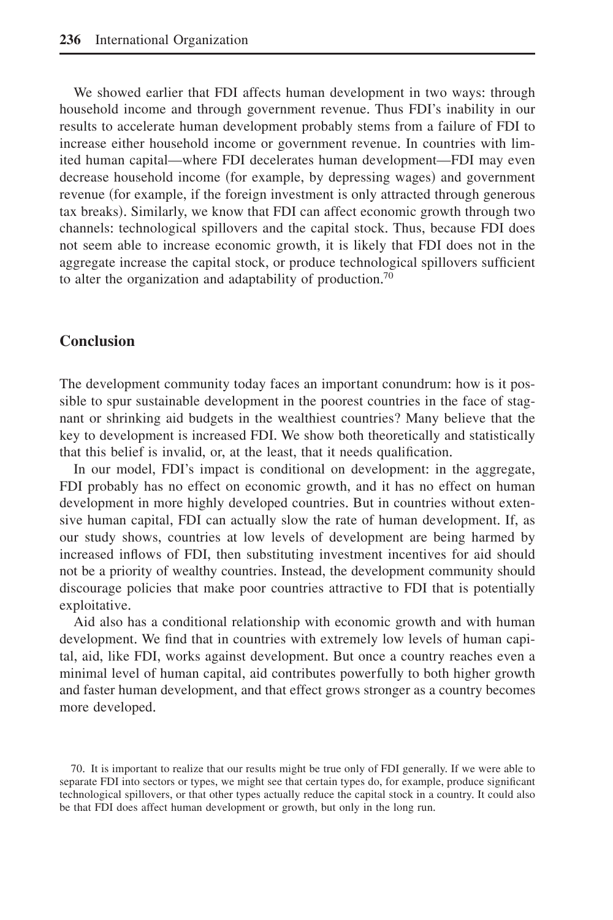We showed earlier that FDI affects human development in two ways: through household income and through government revenue. Thus FDI's inability in our results to accelerate human development probably stems from a failure of FDI to increase either household income or government revenue. In countries with limited human capital—where FDI decelerates human development—FDI may even decrease household income (for example, by depressing wages) and government revenue (for example, if the foreign investment is only attracted through generous tax breaks). Similarly, we know that FDI can affect economic growth through two channels: technological spillovers and the capital stock. Thus, because FDI does not seem able to increase economic growth, it is likely that FDI does not in the aggregate increase the capital stock, or produce technological spillovers sufficient to alter the organization and adaptability of production.[70]

## Conclusion

The development community today faces an important conundrum: how is it possible to spur sustainable development in the poorest countries in the face of stagnant or shrinking aid budgets in the wealthiest countries? Many believe that the key to development is increased FDI. We show both theoretically and statistically that this belief is invalid, or, at the least, that it needs qualification.

In our model, FDI's impact is conditional on development: in the aggregate, FDI probably has no effect on economic growth, and it has no effect on human development in more highly developed countries. But in countries without extensive human capital, FDI can actually slow the rate of human development. If, as our study shows, countries at low levels of development are being harmed by increased inflows of FDI, then substituting investment incentives for aid should not be a priority of wealthy countries. Instead, the development community should discourage policies that make poor countries attractive to FDI that is potentially exploitative.

Aid also has a conditional relationship with economic growth and with human development. We find that in countries with extremely low levels of human capital, aid, like FDI, works against development. But once a country reaches even a minimal level of human capital, aid contributes powerfully to both higher growth and faster human development, and that effect grows stronger as a country becomes more developed.

70. It is important to realize that our results might be true only of FDI generally. If we were able to separate FDI into sectors or types, we might see that certain types do, for example, produce significant technological spillovers, or that other types actually reduce the capital stock in a country. It could also be that FDI does affect human development or growth, but only in the long run.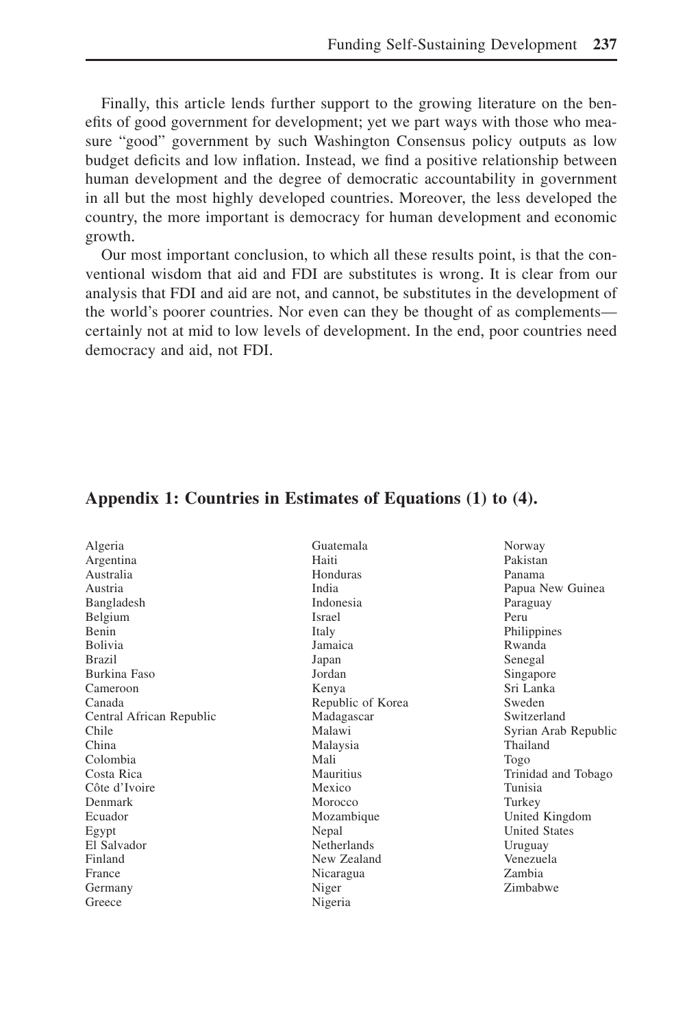Finally, this article lends further support to the growing literature on the benefits of good government for development; yet we part ways with those who measure "good" government by such Washington Consensus policy outputs as low budget deficits and low inflation. Instead, we find a positive relationship between human development and the degree of democratic accountability in government in all but the most highly developed countries. Moreover, the less developed the country, the more important is democracy for human development and economic growth.

Our most important conclusion, to which all these results point, is that the conventional wisdom that aid and FDI are substitutes is wrong. It is clear from our analysis that FDI and aid are not, and cannot, be substitutes in the development of the world's poorer countries. Nor even can they be thought of as complements—certainly not at mid to low levels of development. In the end, poor countries need democracy and aid, not FDI.

## Appendix 1: Countries in Estimates of Equations (1) to (4).

Algeria
Argentina
Australia
Austria
Bangladesh
Belgium
Benin
Bolivia
Brazil
Burkina Faso
Cameroon
Canada
Central African Republic
Chile
China
Colombia
Costa Rica
Côte d'Ivoire
Denmark
Ecuador
Egypt
El Salvador
Finland
France
Germany
Greece
Guatemala
Haiti
Honduras
India
Indonesia
Israel
Italy
Jamaica
Japan
Jordan
Kenya
Republic of Korea
Madagascar
Malawi
Malaysia
Mali
Mauritius
Mexico
Morocco
Mozambique
Nepal
Netherlands
New Zealand
Nicaragua
Niger
Nigeria
Norway
Pakistan
Panama
Papua New Guinea
Paraguay
Peru
Philippines
Rwanda
Senegal
Singapore
Sri Lanka
Sweden
Switzerland
Syrian Arab Republic
Thailand
Togo
Trinidad and Tobago
Tunisia
Turkey
United Kingdom
United States
Uruguay
Venezuela
Zambia
Zimbabwe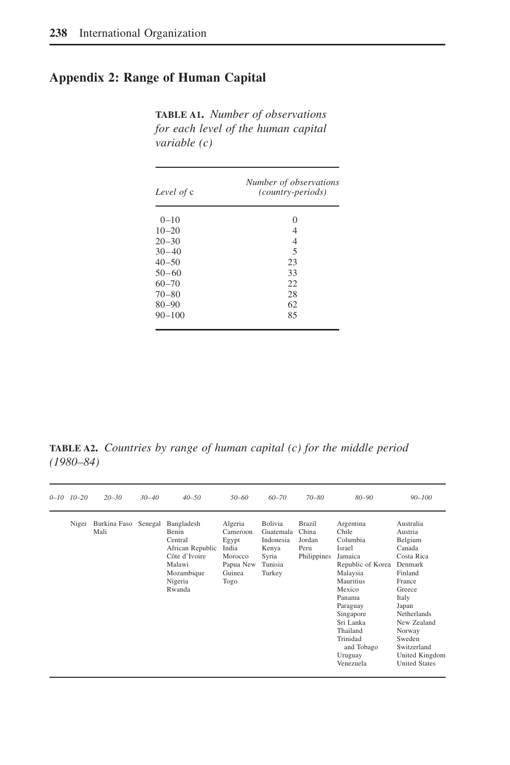## Appendix 2: Range of Human Capital

**TABLE A1.** *Number of observations for each level of the human capital variable (c)*

| Level of c | Number of observations (country-periods) |
|---|---|
| 0–10 | 0 |
| 10–20 | 4 |
| 20–30 | 4 |
| 30–40 | 5 |
| 40–50 | 23 |
| 50–60 | 33 |
| 60–70 | 22 |
| 70–80 | 28 |
| 80–90 | 62 |
| 90–100 | 85 |

**TABLE A2.** *Countries by range of human capital (c) for the middle period (1980–84)*

| 0–10 | 10–20 | 20–30 | 30–40 | 40–50 | 50–60 | 60–70 | 70–80 | 80–90 | 90–100 |
|---|---|---|---|---|---|---|---|---|---|
| | Niger | Burkina Faso<br>Mali | Senegal | Bangladesh<br>Benin<br>Central African Republic<br>Côte d'Ivoire<br>Malawi<br>Mozambique<br>Nigeria<br>Rwanda | Algeria<br>Cameroon<br>Egypt<br>India<br>Morocco<br>Papua New Guinea<br>Togo | Bolivia<br>Guatemala<br>Indonesia<br>Kenya<br>Syria<br>Tunisia<br>Turkey | Brazil<br>China<br>Jordan<br>Peru<br>Philippines | Argentina<br>Chile<br>Columbia<br>Israel<br>Jamaica<br>Republic of Korea<br>Malaysia<br>Mauritius<br>Mexico<br>Panama<br>Paraguay<br>Singapore<br>Sri Lanka<br>Thailand<br>Trinidad and Tobago<br>Uruguay<br>Venezuela | Australia<br>Austria<br>Belgium<br>Canada<br>Costa Rica<br>Denmark<br>Finland<br>France<br>Greece<br>Italy<br>Japan<br>Netherlands<br>New Zealand<br>Norway<br>Sweden<br>Switzerland<br>United Kingdom<br>United States |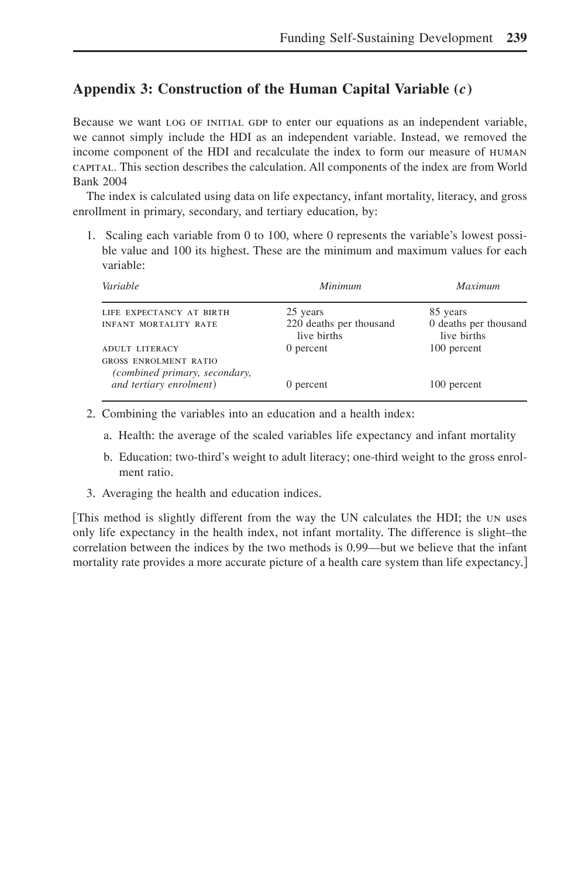## Appendix 3: Construction of the Human Capital Variable (*c*)

Because we want LOG OF INITIAL GDP to enter our equations as an independent variable, we cannot simply include the HDI as an independent variable. Instead, we removed the income component of the HDI and recalculate the index to form our measure of HUMAN CAPITAL. This section describes the calculation. All components of the index are from World Bank 2004

The index is calculated using data on life expectancy, infant mortality, literacy, and gross enrollment in primary, secondary, and tertiary education, by:

1. Scaling each variable from 0 to 100, where 0 represents the variable's lowest possible value and 100 its highest. These are the minimum and maximum values for each variable:

| *Variable* | *Minimum* | *Maximum* |
|---|---|---|
| LIFE EXPECTANCY AT BIRTH | 25 years | 85 years |
| INFANT MORTALITY RATE | 220 deaths per thousand live births | 0 deaths per thousand live births |
| ADULT LITERACY | 0 percent | 100 percent |
| GROSS ENROLMENT RATIO *(combined primary, secondary, and tertiary enrolment)* | 0 percent | 100 percent |

2. Combining the variables into an education and a health index:
   a. Health: the average of the scaled variables life expectancy and infant mortality
   b. Education: two-third's weight to adult literacy; one-third weight to the gross enrolment ratio.
3. Averaging the health and education indices.

[This method is slightly different from the way the UN calculates the HDI; the UN uses only life expectancy in the health index, not infant mortality. The difference is slight–the correlation between the indices by the two methods is 0.99—but we believe that the infant mortality rate provides a more accurate picture of a health care system than life expectancy.]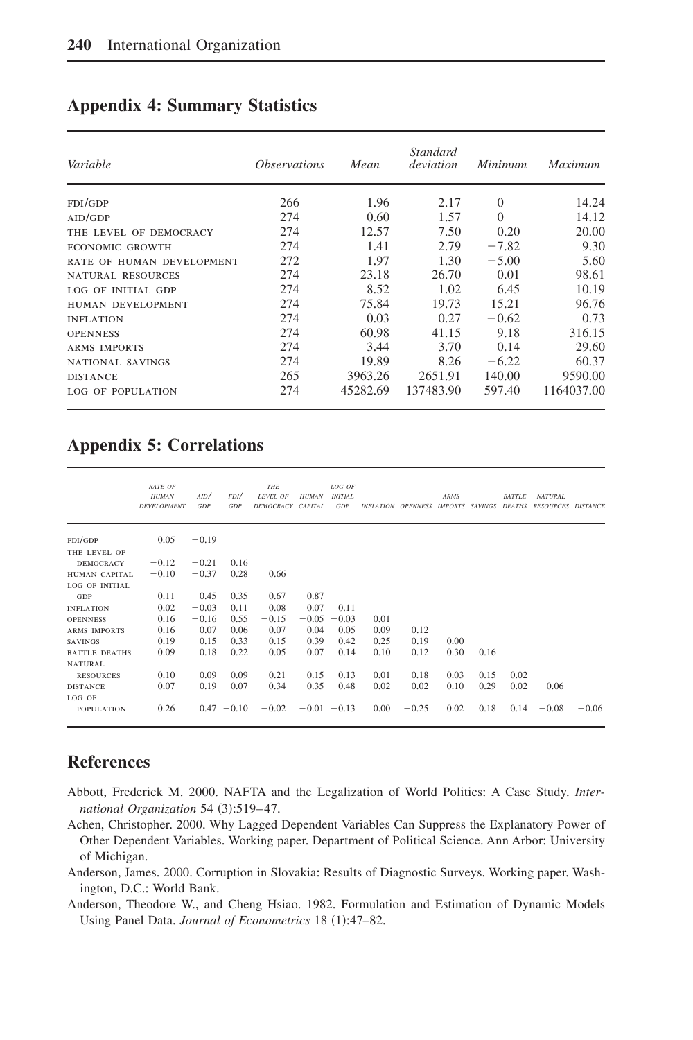## Appendix 4: Summary Statistics

| *Variable* | *Observations* | *Mean* | *Standard deviation* | *Minimum* | *Maximum* |
|---|---|---|---|---|---|
| FDI/GDP | 266 | 1.96 | 2.17 | 0 | 14.24 |
| AID/GDP | 274 | 0.60 | 1.57 | 0 | 14.12 |
| THE LEVEL OF DEMOCRACY | 274 | 12.57 | 7.50 | 0.20 | 20.00 |
| ECONOMIC GROWTH | 274 | 1.41 | 2.79 | −7.82 | 9.30 |
| RATE OF HUMAN DEVELOPMENT | 272 | 1.97 | 1.30 | −5.00 | 5.60 |
| NATURAL RESOURCES | 274 | 23.18 | 26.70 | 0.01 | 98.61 |
| LOG OF INITIAL GDP | 274 | 8.52 | 1.02 | 6.45 | 10.19 |
| HUMAN DEVELOPMENT | 274 | 75.84 | 19.73 | 15.21 | 96.76 |
| INFLATION | 274 | 0.03 | 0.27 | −0.62 | 0.73 |
| OPENNESS | 274 | 60.98 | 41.15 | 9.18 | 316.15 |
| ARMS IMPORTS | 274 | 3.44 | 3.70 | 0.14 | 29.60 |
| NATIONAL SAVINGS | 274 | 19.89 | 8.26 | −6.22 | 60.37 |
| DISTANCE | 265 | 3963.26 | 2651.91 | 140.00 | 9590.00 |
| LOG OF POPULATION | 274 | 45282.69 | 137483.90 | 597.40 | 1164037.00 |

## Appendix 5: Correlations

| | *RATE OF HUMAN DEVELOPMENT* | *AID/GDP* | *FDI/GDP* | *THE LEVEL OF DEMOCRACY* | *HUMAN CAPITAL* | *LOG OF INITIAL GDP* | *INFLATION* | *OPENNESS* | *ARMS IMPORTS* | *SAVINGS* | *BATTLE DEATHS* | *NATURAL RESOURCES* | *DISTANCE* |
|---|---|---|---|---|---|---|---|---|---|---|---|---|---|
| FDI/GDP | 0.05 | −0.19 | | | | | | | | | | | |
| THE LEVEL OF DEMOCRACY | −0.12 | −0.21 | 0.16 | | | | | | | | | | |
| HUMAN CAPITAL | −0.10 | −0.37 | 0.28 | 0.66 | | | | | | | | | |
| LOG OF INITIAL GDP | −0.11 | −0.45 | 0.35 | 0.67 | 0.87 | | | | | | | | |
| INFLATION | 0.02 | −0.03 | 0.11 | 0.08 | 0.07 | 0.11 | | | | | | | |
| OPENNESS | 0.16 | −0.16 | 0.55 | −0.15 | −0.05 | −0.03 | 0.01 | | | | | | |
| ARMS IMPORTS | 0.16 | 0.07 | −0.06 | −0.07 | 0.04 | 0.05 | −0.09 | 0.12 | | | | | |
| SAVINGS | 0.19 | −0.15 | 0.33 | 0.15 | 0.39 | 0.42 | 0.25 | 0.19 | 0.00 | | | | |
| BATTLE DEATHS | 0.09 | 0.18 | −0.22 | −0.05 | −0.07 | −0.14 | −0.10 | −0.12 | 0.30 | −0.16 | | | |
| NATURAL RESOURCES | 0.10 | −0.09 | 0.09 | −0.21 | −0.15 | −0.13 | −0.01 | 0.18 | 0.03 | 0.15 | −0.02 | | |
| DISTANCE | −0.07 | 0.19 | −0.07 | −0.34 | −0.35 | −0.48 | −0.02 | 0.02 | −0.10 | −0.29 | 0.02 | 0.06 | |
| LOG OF POPULATION | 0.26 | 0.47 | −0.10 | −0.02 | −0.01 | −0.13 | 0.00 | −0.25 | 0.02 | 0.18 | 0.14 | −0.08 | −0.06 |

## References

Abbott, Frederick M. 2000. NAFTA and the Legalization of World Politics: A Case Study. *International Organization* 54 (3):519–47.

Achen, Christopher. 2000. Why Lagged Dependent Variables Can Suppress the Explanatory Power of Other Dependent Variables. Working paper. Department of Political Science. Ann Arbor: University of Michigan.

Anderson, James. 2000. Corruption in Slovakia: Results of Diagnostic Surveys. Working paper. Washington, D.C.: World Bank.

Anderson, Theodore W., and Cheng Hsiao. 1982. Formulation and Estimation of Dynamic Models Using Panel Data. *Journal of Econometrics* 18 (1):47–82.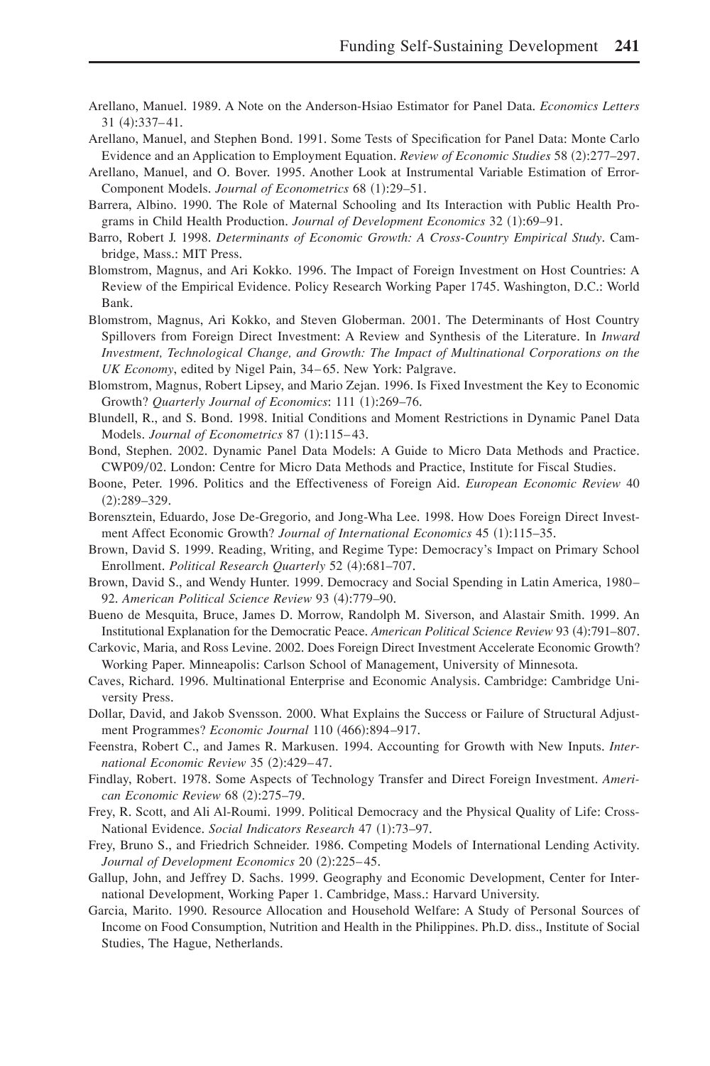Arellano, Manuel. 1989. A Note on the Anderson-Hsiao Estimator for Panel Data. *Economics Letters* 31 (4):337–41.

Arellano, Manuel, and Stephen Bond. 1991. Some Tests of Specification for Panel Data: Monte Carlo Evidence and an Application to Employment Equation. *Review of Economic Studies* 58 (2):277–297.

Arellano, Manuel, and O. Bover. 1995. Another Look at Instrumental Variable Estimation of Error-Component Models. *Journal of Econometrics* 68 (1):29–51.

Barrera, Albino. 1990. The Role of Maternal Schooling and Its Interaction with Public Health Programs in Child Health Production. *Journal of Development Economics* 32 (1):69–91.

Barro, Robert J. 1998. *Determinants of Economic Growth: A Cross-Country Empirical Study*. Cambridge, Mass.: MIT Press.

Blomstrom, Magnus, and Ari Kokko. 1996. The Impact of Foreign Investment on Host Countries: A Review of the Empirical Evidence. Policy Research Working Paper 1745. Washington, D.C.: World Bank.

Blomstrom, Magnus, Ari Kokko, and Steven Globerman. 2001. The Determinants of Host Country Spillovers from Foreign Direct Investment: A Review and Synthesis of the Literature. In *Inward Investment, Technological Change, and Growth: The Impact of Multinational Corporations on the UK Economy*, edited by Nigel Pain, 34–65. New York: Palgrave.

Blomstrom, Magnus, Robert Lipsey, and Mario Zejan. 1996. Is Fixed Investment the Key to Economic Growth? *Quarterly Journal of Economics*: 111 (1):269–76.

Blundell, R., and S. Bond. 1998. Initial Conditions and Moment Restrictions in Dynamic Panel Data Models. *Journal of Econometrics* 87 (1):115–43.

Bond, Stephen. 2002. Dynamic Panel Data Models: A Guide to Micro Data Methods and Practice. CWP09/02. London: Centre for Micro Data Methods and Practice, Institute for Fiscal Studies.

Boone, Peter. 1996. Politics and the Effectiveness of Foreign Aid. *European Economic Review* 40 (2):289–329.

Borensztein, Eduardo, Jose De-Gregorio, and Jong-Wha Lee. 1998. How Does Foreign Direct Investment Affect Economic Growth? *Journal of International Economics* 45 (1):115–35.

Brown, David S. 1999. Reading, Writing, and Regime Type: Democracy's Impact on Primary School Enrollment. *Political Research Quarterly* 52 (4):681–707.

Brown, David S., and Wendy Hunter. 1999. Democracy and Social Spending in Latin America, 1980–92. *American Political Science Review* 93 (4):779–90.

Bueno de Mesquita, Bruce, James D. Morrow, Randolph M. Siverson, and Alastair Smith. 1999. An Institutional Explanation for the Democratic Peace. *American Political Science Review* 93 (4):791–807.

Carkovic, Maria, and Ross Levine. 2002. Does Foreign Direct Investment Accelerate Economic Growth? Working Paper. Minneapolis: Carlson School of Management, University of Minnesota.

Caves, Richard. 1996. Multinational Enterprise and Economic Analysis. Cambridge: Cambridge University Press.

Dollar, David, and Jakob Svensson. 2000. What Explains the Success or Failure of Structural Adjustment Programmes? *Economic Journal* 110 (466):894–917.

Feenstra, Robert C., and James R. Markusen. 1994. Accounting for Growth with New Inputs. *International Economic Review* 35 (2):429–47.

Findlay, Robert. 1978. Some Aspects of Technology Transfer and Direct Foreign Investment. *American Economic Review* 68 (2):275–79.

Frey, R. Scott, and Ali Al-Roumi. 1999. Political Democracy and the Physical Quality of Life: Cross-National Evidence. *Social Indicators Research* 47 (1):73–97.

Frey, Bruno S., and Friedrich Schneider. 1986. Competing Models of International Lending Activity. *Journal of Development Economics* 20 (2):225–45.

Gallup, John, and Jeffrey D. Sachs. 1999. Geography and Economic Development, Center for International Development, Working Paper 1. Cambridge, Mass.: Harvard University.

Garcia, Marito. 1990. Resource Allocation and Household Welfare: A Study of Personal Sources of Income on Food Consumption, Nutrition and Health in the Philippines. Ph.D. diss., Institute of Social Studies, The Hague, Netherlands.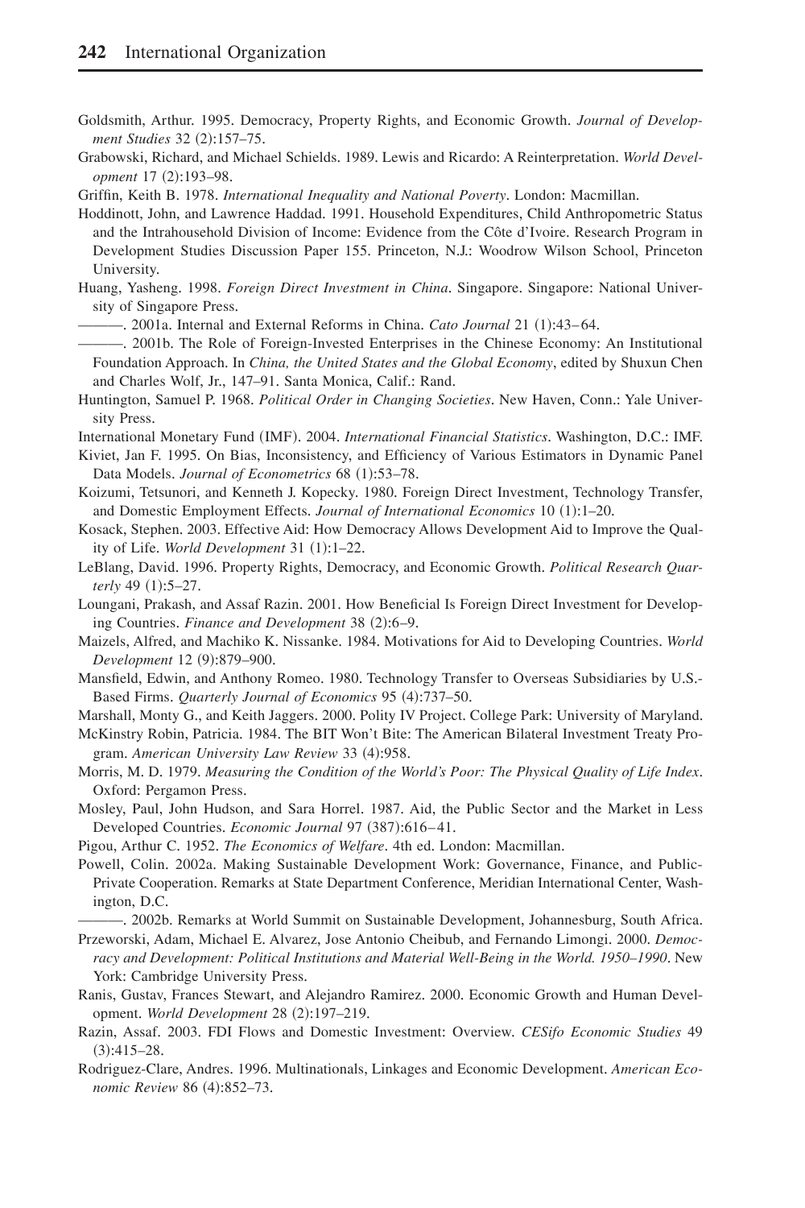Goldsmith, Arthur. 1995. Democracy, Property Rights, and Economic Growth. *Journal of Development Studies* 32 (2):157–75.

Grabowski, Richard, and Michael Schields. 1989. Lewis and Ricardo: A Reinterpretation. *World Development* 17 (2):193–98.

Griffin, Keith B. 1978. *International Inequality and National Poverty*. London: Macmillan.

Hoddinott, John, and Lawrence Haddad. 1991. Household Expenditures, Child Anthropometric Status and the Intrahousehold Division of Income: Evidence from the Côte d'Ivoire. Research Program in Development Studies Discussion Paper 155. Princeton, N.J.: Woodrow Wilson School, Princeton University.

Huang, Yasheng. 1998. *Foreign Direct Investment in China*. Singapore. Singapore: National University of Singapore Press.

———. 2001a. Internal and External Reforms in China. *Cato Journal* 21 (1):43–64.

———. 2001b. The Role of Foreign-Invested Enterprises in the Chinese Economy: An Institutional Foundation Approach. In *China, the United States and the Global Economy*, edited by Shuxun Chen and Charles Wolf, Jr., 147–91. Santa Monica, Calif.: Rand.

Huntington, Samuel P. 1968. *Political Order in Changing Societies*. New Haven, Conn.: Yale University Press.

International Monetary Fund (IMF). 2004. *International Financial Statistics*. Washington, D.C.: IMF.

Kiviet, Jan F. 1995. On Bias, Inconsistency, and Efficiency of Various Estimators in Dynamic Panel Data Models. *Journal of Econometrics* 68 (1):53–78.

Koizumi, Tetsunori, and Kenneth J. Kopecky. 1980. Foreign Direct Investment, Technology Transfer, and Domestic Employment Effects. *Journal of International Economics* 10 (1):1–20.

Kosack, Stephen. 2003. Effective Aid: How Democracy Allows Development Aid to Improve the Quality of Life. *World Development* 31 (1):1–22.

LeBlang, David. 1996. Property Rights, Democracy, and Economic Growth. *Political Research Quarterly* 49 (1):5–27.

Loungani, Prakash, and Assaf Razin. 2001. How Beneficial Is Foreign Direct Investment for Developing Countries. *Finance and Development* 38 (2):6–9.

Maizels, Alfred, and Machiko K. Nissanke. 1984. Motivations for Aid to Developing Countries. *World Development* 12 (9):879–900.

Mansfield, Edwin, and Anthony Romeo. 1980. Technology Transfer to Overseas Subsidiaries by U.S.-Based Firms. *Quarterly Journal of Economics* 95 (4):737–50.

Marshall, Monty G., and Keith Jaggers. 2000. Polity IV Project. College Park: University of Maryland.

McKinstry Robin, Patricia. 1984. The BIT Won't Bite: The American Bilateral Investment Treaty Program. *American University Law Review* 33 (4):958.

Morris, M. D. 1979. *Measuring the Condition of the World's Poor: The Physical Quality of Life Index*. Oxford: Pergamon Press.

Mosley, Paul, John Hudson, and Sara Horrel. 1987. Aid, the Public Sector and the Market in Less Developed Countries. *Economic Journal* 97 (387):616–41.

Pigou, Arthur C. 1952. *The Economics of Welfare*. 4th ed. London: Macmillan.

Powell, Colin. 2002a. Making Sustainable Development Work: Governance, Finance, and Public-Private Cooperation. Remarks at State Department Conference, Meridian International Center, Washington, D.C.

———. 2002b. Remarks at World Summit on Sustainable Development, Johannesburg, South Africa.

Przeworski, Adam, Michael E. Alvarez, Jose Antonio Cheibub, and Fernando Limongi. 2000. *Democracy and Development: Political Institutions and Material Well-Being in the World. 1950–1990*. New York: Cambridge University Press.

Ranis, Gustav, Frances Stewart, and Alejandro Ramirez. 2000. Economic Growth and Human Development. *World Development* 28 (2):197–219.

Razin, Assaf. 2003. FDI Flows and Domestic Investment: Overview. *CESifo Economic Studies* 49 (3):415–28.

Rodriguez-Clare, Andres. 1996. Multinationals, Linkages and Economic Development. *American Economic Review* 86 (4):852–73.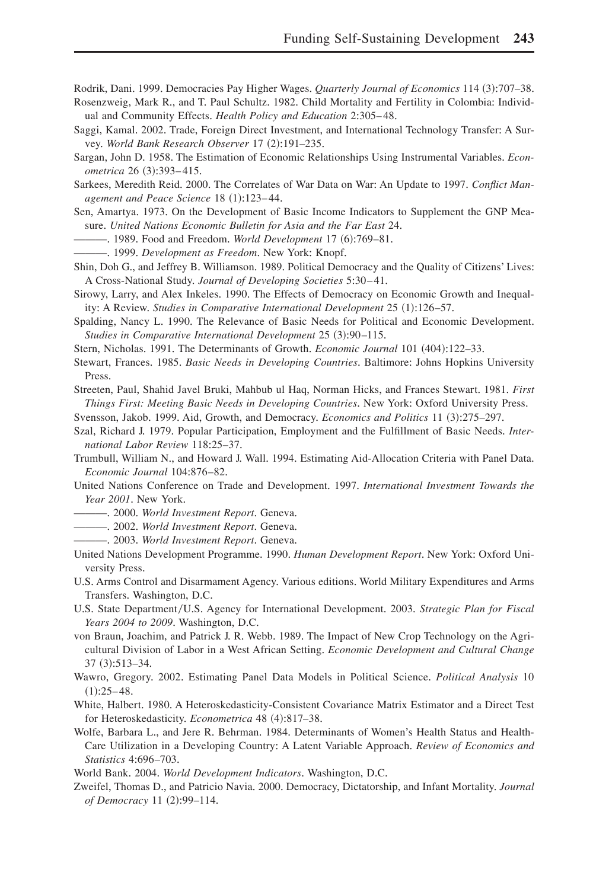Rodrik, Dani. 1999. Democracies Pay Higher Wages. *Quarterly Journal of Economics* 114 (3):707–38.

Rosenzweig, Mark R., and T. Paul Schultz. 1982. Child Mortality and Fertility in Colombia: Individual and Community Effects. *Health Policy and Education* 2:305–48.

Saggi, Kamal. 2002. Trade, Foreign Direct Investment, and International Technology Transfer: A Survey. *World Bank Research Observer* 17 (2):191–235.

Sargan, John D. 1958. The Estimation of Economic Relationships Using Instrumental Variables. *Econometrica* 26 (3):393–415.

Sarkees, Meredith Reid. 2000. The Correlates of War Data on War: An Update to 1997. *Conflict Management and Peace Science* 18 (1):123–44.

Sen, Amartya. 1973. On the Development of Basic Income Indicators to Supplement the GNP Measure. *United Nations Economic Bulletin for Asia and the Far East* 24.

———. 1989. Food and Freedom. *World Development* 17 (6):769–81.

———. 1999. *Development as Freedom*. New York: Knopf.

Shin, Doh G., and Jeffrey B. Williamson. 1989. Political Democracy and the Quality of Citizens' Lives: A Cross-National Study. *Journal of Developing Societies* 5:30–41.

Sirowy, Larry, and Alex Inkeles. 1990. The Effects of Democracy on Economic Growth and Inequality: A Review. *Studies in Comparative International Development* 25 (1):126–57.

Spalding, Nancy L. 1990. The Relevance of Basic Needs for Political and Economic Development. *Studies in Comparative International Development* 25 (3):90–115.

Stern, Nicholas. 1991. The Determinants of Growth. *Economic Journal* 101 (404):122–33.

Stewart, Frances. 1985. *Basic Needs in Developing Countries*. Baltimore: Johns Hopkins University Press.

Streeten, Paul, Shahid Javel Bruki, Mahbub ul Haq, Norman Hicks, and Frances Stewart. 1981. *First Things First: Meeting Basic Needs in Developing Countries*. New York: Oxford University Press.

Svensson, Jakob. 1999. Aid, Growth, and Democracy. *Economics and Politics* 11 (3):275–297.

Szal, Richard J. 1979. Popular Participation, Employment and the Fulfillment of Basic Needs. *International Labor Review* 118:25–37.

Trumbull, William N., and Howard J. Wall. 1994. Estimating Aid-Allocation Criteria with Panel Data. *Economic Journal* 104:876–82.

United Nations Conference on Trade and Development. 1997. *International Investment Towards the Year 2001*. New York.

———. 2000. *World Investment Report*. Geneva.

———. 2002. *World Investment Report*. Geneva.

———. 2003. *World Investment Report*. Geneva.

United Nations Development Programme. 1990. *Human Development Report*. New York: Oxford University Press.

U.S. Arms Control and Disarmament Agency. Various editions. World Military Expenditures and Arms Transfers. Washington, D.C.

U.S. State Department/U.S. Agency for International Development. 2003. *Strategic Plan for Fiscal Years 2004 to 2009*. Washington, D.C.

von Braun, Joachim, and Patrick J. R. Webb. 1989. The Impact of New Crop Technology on the Agricultural Division of Labor in a West African Setting. *Economic Development and Cultural Change* 37 (3):513–34.

Wawro, Gregory. 2002. Estimating Panel Data Models in Political Science. *Political Analysis* 10 (1):25–48.

White, Halbert. 1980. A Heteroskedasticity-Consistent Covariance Matrix Estimator and a Direct Test for Heteroskedasticity. *Econometrica* 48 (4):817–38.

Wolfe, Barbara L., and Jere R. Behrman. 1984. Determinants of Women's Health Status and Health-Care Utilization in a Developing Country: A Latent Variable Approach. *Review of Economics and Statistics* 4:696–703.

World Bank. 2004. *World Development Indicators*. Washington, D.C.

Zweifel, Thomas D., and Patricio Navia. 2000. Democracy, Dictatorship, and Infant Mortality. *Journal of Democracy* 11 (2):99–114.